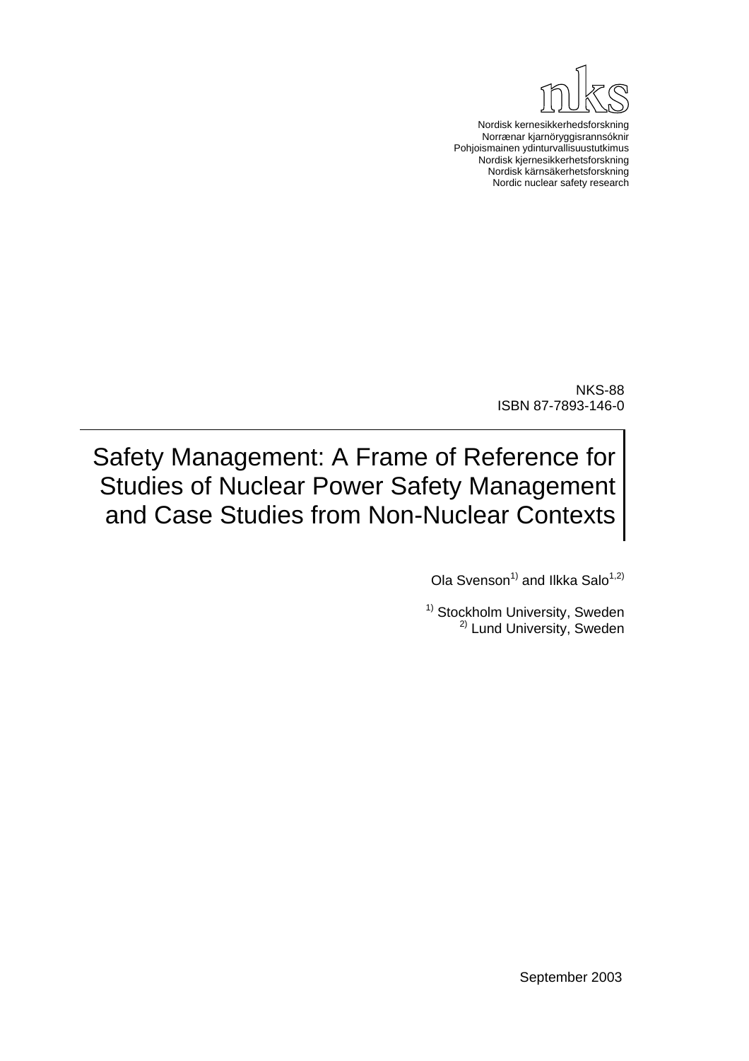nks

Nordisk kernesikkerhedsforskning
Norrænar kjarnöryggisrannsóknir
Pohjoismainen ydinturvallisuustutkimus
Nordisk kjernesikkerhetsforskning
Nordisk kärnsäkerhetsforskning
Nordic nuclear safety research

NKS-88
ISBN 87-7893-146-0

# Safety Management: A Frame of Reference for Studies of Nuclear Power Safety Management and Case Studies from Non-Nuclear Contexts

Ola Svenson[1] and Ilkka Salo[1,2]

[1] Stockholm University, Sweden
[2] Lund University, Sweden

September 2003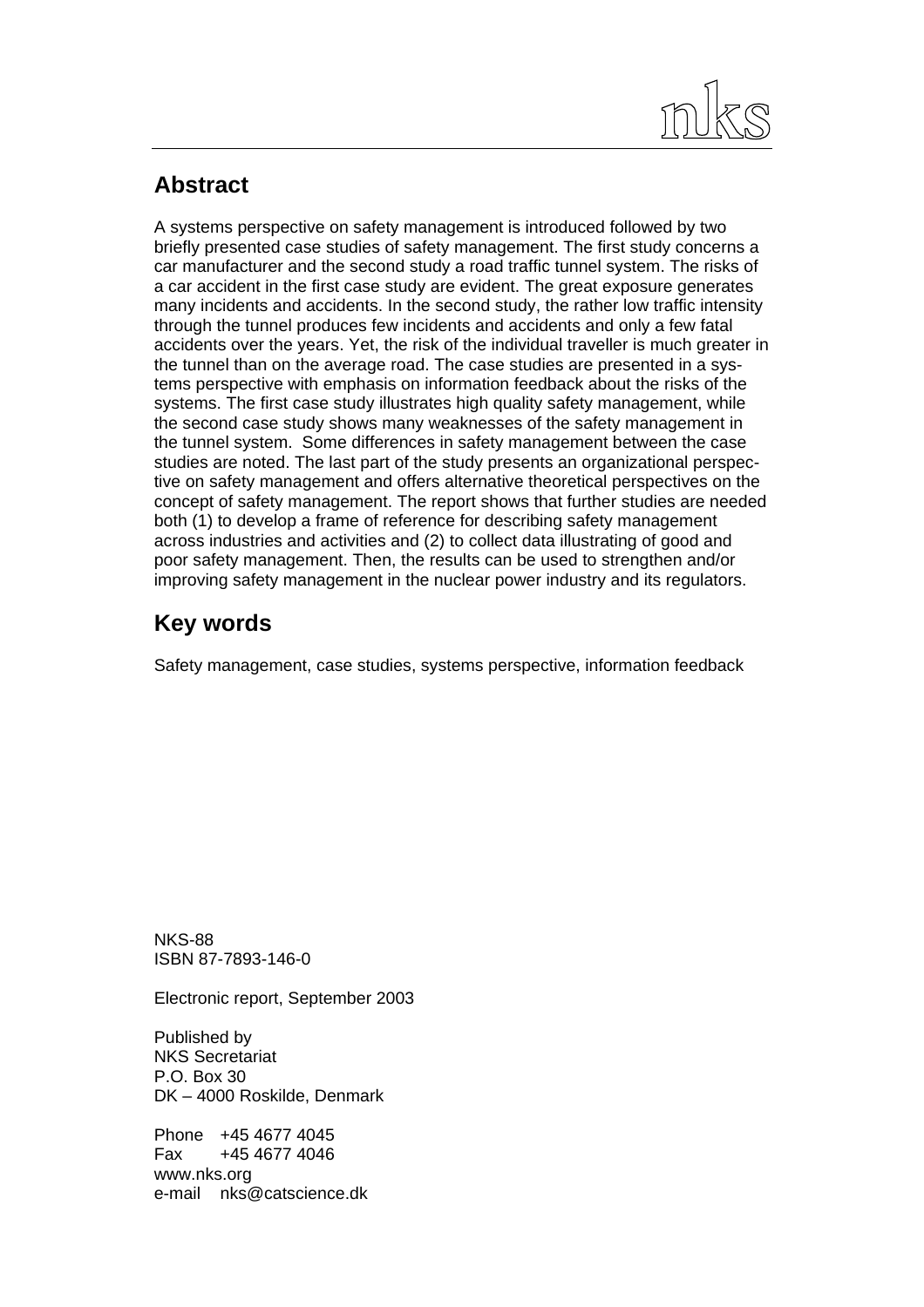## Abstract

A systems perspective on safety management is introduced followed by two briefly presented case studies of safety management. The first study concerns a car manufacturer and the second study a road traffic tunnel system. The risks of a car accident in the first case study are evident. The great exposure generates many incidents and accidents. In the second study, the rather low traffic intensity through the tunnel produces few incidents and accidents and only a few fatal accidents over the years. Yet, the risk of the individual traveller is much greater in the tunnel than on the average road. The case studies are presented in a systems perspective with emphasis on information feedback about the risks of the systems. The first case study illustrates high quality safety management, while the second case study shows many weaknesses of the safety management in the tunnel system. Some differences in safety management between the case studies are noted. The last part of the study presents an organizational perspective on safety management and offers alternative theoretical perspectives on the concept of safety management. The report shows that further studies are needed both (1) to develop a frame of reference for describing safety management across industries and activities and (2) to collect data illustrating of good and poor safety management. Then, the results can be used to strengthen and/or improving safety management in the nuclear power industry and its regulators.

## Key words

Safety management, case studies, systems perspective, information feedback

NKS-88
ISBN 87-7893-146-0

Electronic report, September 2003

Published by
NKS Secretariat
P.O. Box 30
DK – 4000 Roskilde, Denmark

Phone +45 4677 4045
Fax +45 4677 4046
www.nks.org
e-mail nks@catscience.dk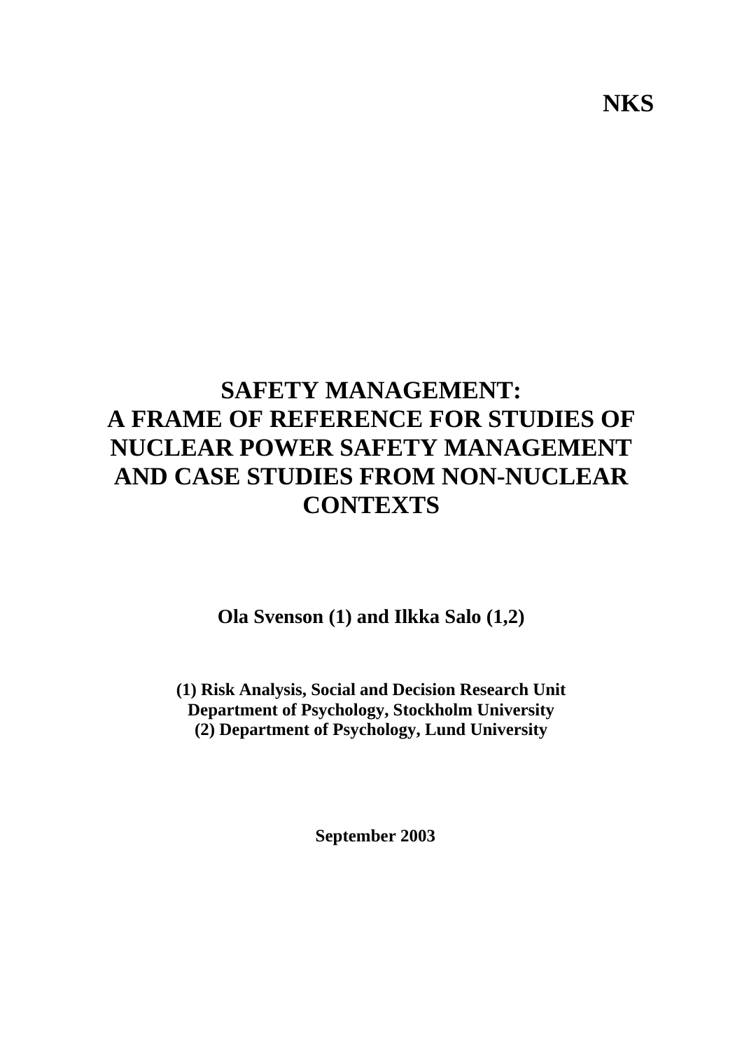**NKS**

# SAFETY MANAGEMENT: A FRAME OF REFERENCE FOR STUDIES OF NUCLEAR POWER SAFETY MANAGEMENT AND CASE STUDIES FROM NON-NUCLEAR CONTEXTS

**Ola Svenson (1) and Ilkka Salo (1,2)**

**(1) Risk Analysis, Social and Decision Research Unit**
**Department of Psychology, Stockholm University**
**(2) Department of Psychology, Lund University**

**September 2003**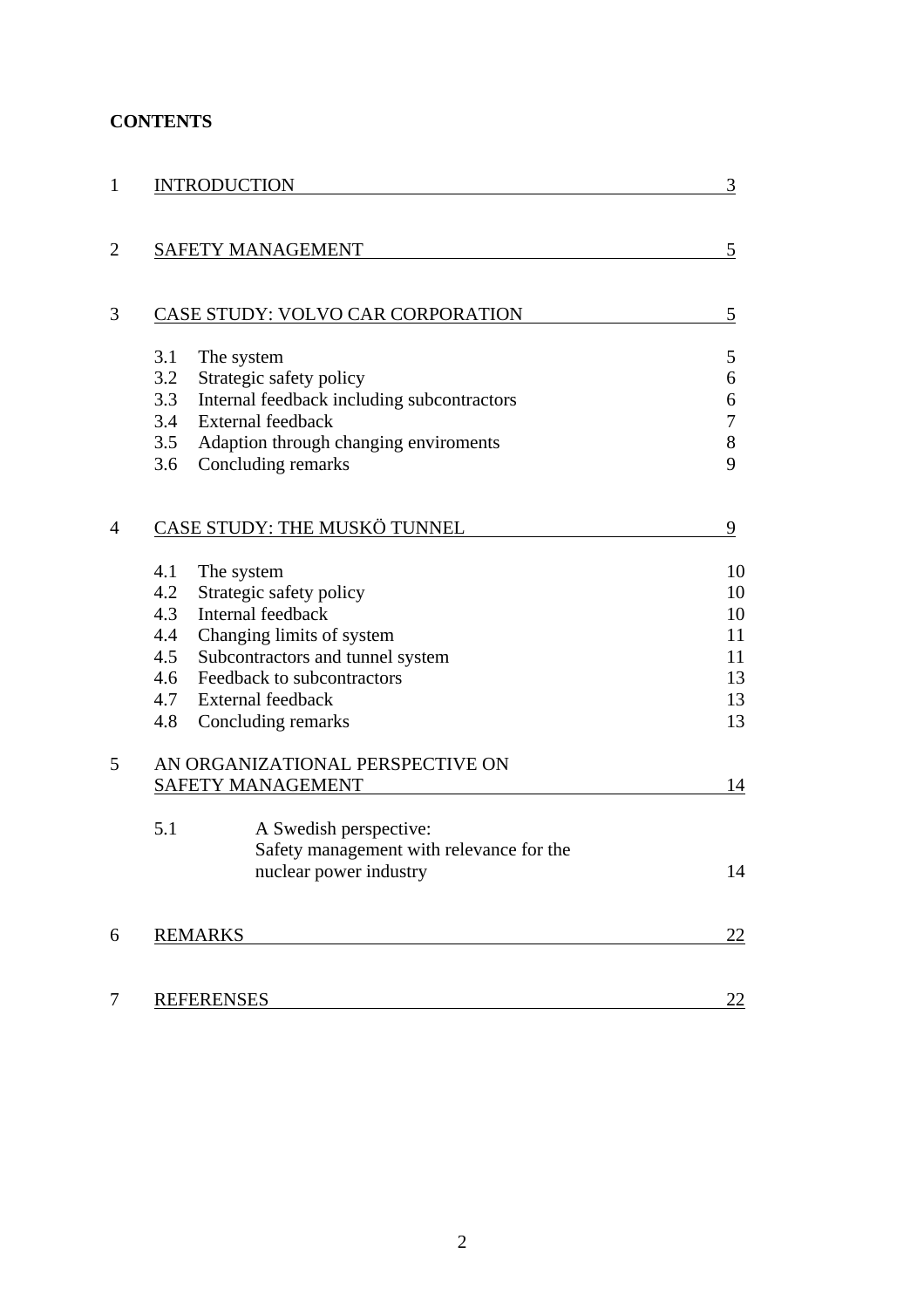**CONTENTS**

| | | |
|---|---|---|
| 1 | INTRODUCTION | 3 |
| 2 | SAFETY MANAGEMENT | 5 |
| 3 | CASE STUDY: VOLVO CAR CORPORATION | 5 |
| | 3.1 The system | 5 |
| | 3.2 Strategic safety policy | 6 |
| | 3.3 Internal feedback including subcontractors | 6 |
| | 3.4 External feedback | 7 |
| | 3.5 Adaption through changing enviroments | 8 |
| | 3.6 Concluding remarks | 9 |
| 4 | CASE STUDY: THE MUSKÖ TUNNEL | 9 |
| | 4.1 The system | 10 |
| | 4.2 Strategic safety policy | 10 |
| | 4.3 Internal feedback | 10 |
| | 4.4 Changing limits of system | 11 |
| | 4.5 Subcontractors and tunnel system | 11 |
| | 4.6 Feedback to subcontractors | 13 |
| | 4.7 External feedback | 13 |
| | 4.8 Concluding remarks | 13 |
| 5 | AN ORGANIZATIONAL PERSPECTIVE ON SAFETY MANAGEMENT | 14 |
| | 5.1 A Swedish perspective: Safety management with relevance for the nuclear power industry | 14 |
| 6 | REMARKS | 22 |
| 7 | REFERENSES | 22 |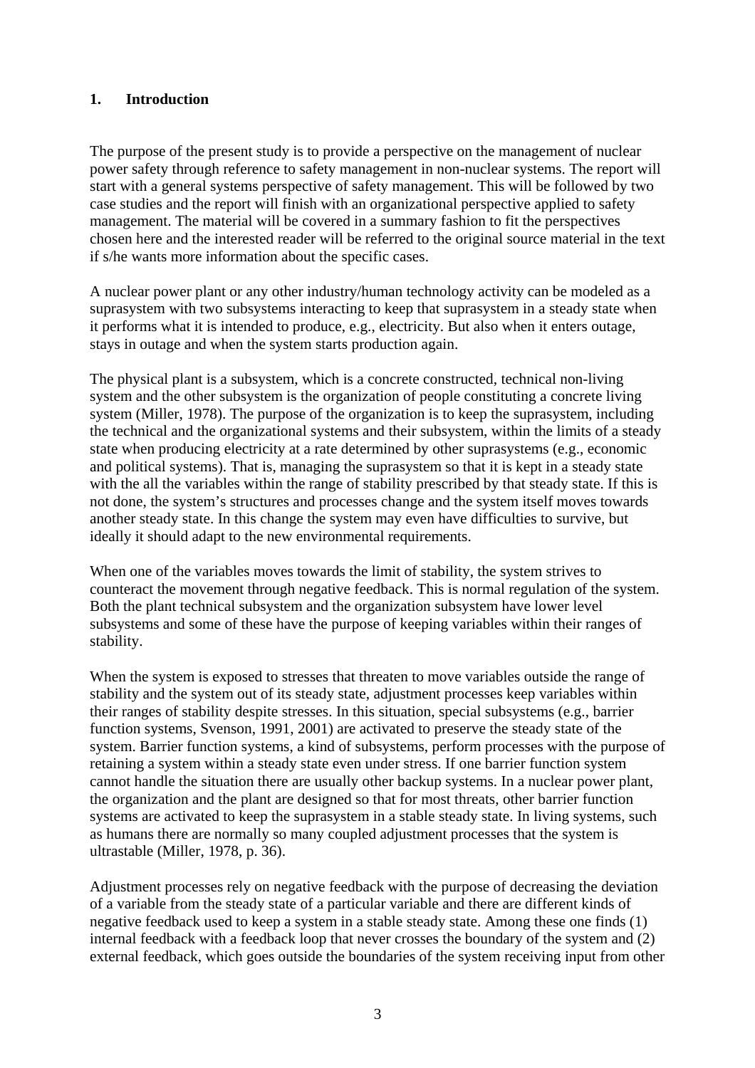## 1. Introduction

The purpose of the present study is to provide a perspective on the management of nuclear power safety through reference to safety management in non-nuclear systems. The report will start with a general systems perspective of safety management. This will be followed by two case studies and the report will finish with an organizational perspective applied to safety management. The material will be covered in a summary fashion to fit the perspectives chosen here and the interested reader will be referred to the original source material in the text if s/he wants more information about the specific cases.

A nuclear power plant or any other industry/human technology activity can be modeled as a suprasystem with two subsystems interacting to keep that suprasystem in a steady state when it performs what it is intended to produce, e.g., electricity. But also when it enters outage, stays in outage and when the system starts production again.

The physical plant is a subsystem, which is a concrete constructed, technical non-living system and the other subsystem is the organization of people constituting a concrete living system (Miller, 1978). The purpose of the organization is to keep the suprasystem, including the technical and the organizational systems and their subsystem, within the limits of a steady state when producing electricity at a rate determined by other suprasystems (e.g., economic and political systems). That is, managing the suprasystem so that it is kept in a steady state with the all the variables within the range of stability prescribed by that steady state. If this is not done, the system's structures and processes change and the system itself moves towards another steady state. In this change the system may even have difficulties to survive, but ideally it should adapt to the new environmental requirements.

When one of the variables moves towards the limit of stability, the system strives to counteract the movement through negative feedback. This is normal regulation of the system. Both the plant technical subsystem and the organization subsystem have lower level subsystems and some of these have the purpose of keeping variables within their ranges of stability.

When the system is exposed to stresses that threaten to move variables outside the range of stability and the system out of its steady state, adjustment processes keep variables within their ranges of stability despite stresses. In this situation, special subsystems (e.g., barrier function systems, Svenson, 1991, 2001) are activated to preserve the steady state of the system. Barrier function systems, a kind of subsystems, perform processes with the purpose of retaining a system within a steady state even under stress. If one barrier function system cannot handle the situation there are usually other backup systems. In a nuclear power plant, the organization and the plant are designed so that for most threats, other barrier function systems are activated to keep the suprasystem in a stable steady state. In living systems, such as humans there are normally so many coupled adjustment processes that the system is ultrastable (Miller, 1978, p. 36).

Adjustment processes rely on negative feedback with the purpose of decreasing the deviation of a variable from the steady state of a particular variable and there are different kinds of negative feedback used to keep a system in a stable steady state. Among these one finds (1) internal feedback with a feedback loop that never crosses the boundary of the system and (2) external feedback, which goes outside the boundaries of the system receiving input from other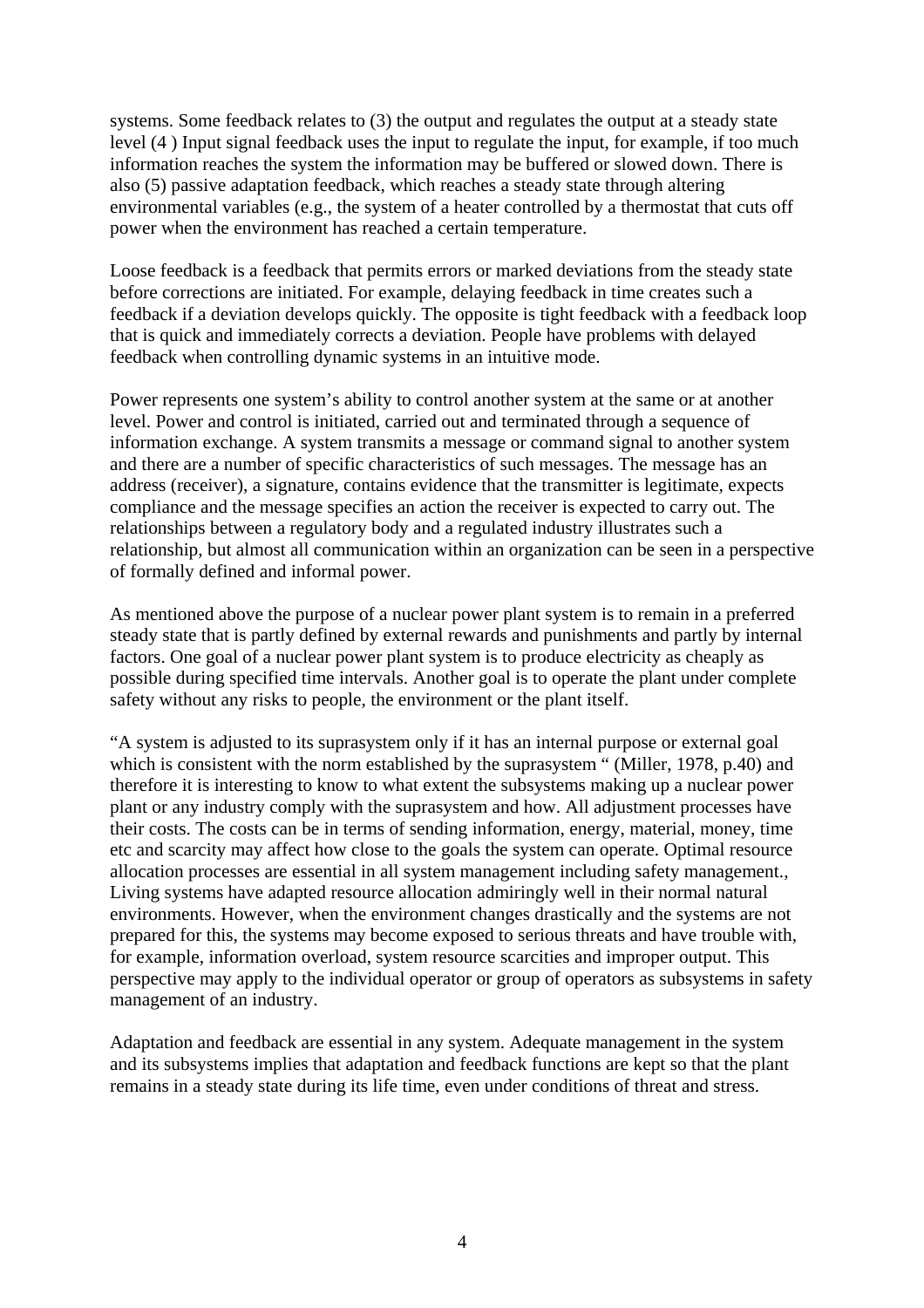systems. Some feedback relates to (3) the output and regulates the output at a steady state level (4 ) Input signal feedback uses the input to regulate the input, for example, if too much information reaches the system the information may be buffered or slowed down. There is also (5) passive adaptation feedback, which reaches a steady state through altering environmental variables (e.g., the system of a heater controlled by a thermostat that cuts off power when the environment has reached a certain temperature.

Loose feedback is a feedback that permits errors or marked deviations from the steady state before corrections are initiated. For example, delaying feedback in time creates such a feedback if a deviation develops quickly. The opposite is tight feedback with a feedback loop that is quick and immediately corrects a deviation. People have problems with delayed feedback when controlling dynamic systems in an intuitive mode.

Power represents one system's ability to control another system at the same or at another level. Power and control is initiated, carried out and terminated through a sequence of information exchange. A system transmits a message or command signal to another system and there are a number of specific characteristics of such messages. The message has an address (receiver), a signature, contains evidence that the transmitter is legitimate, expects compliance and the message specifies an action the receiver is expected to carry out. The relationships between a regulatory body and a regulated industry illustrates such a relationship, but almost all communication within an organization can be seen in a perspective of formally defined and informal power.

As mentioned above the purpose of a nuclear power plant system is to remain in a preferred steady state that is partly defined by external rewards and punishments and partly by internal factors. One goal of a nuclear power plant system is to produce electricity as cheaply as possible during specified time intervals. Another goal is to operate the plant under complete safety without any risks to people, the environment or the plant itself.

"A system is adjusted to its suprasystem only if it has an internal purpose or external goal which is consistent with the norm established by the suprasystem " (Miller, 1978, p.40) and therefore it is interesting to know to what extent the subsystems making up a nuclear power plant or any industry comply with the suprasystem and how. All adjustment processes have their costs. The costs can be in terms of sending information, energy, material, money, time etc and scarcity may affect how close to the goals the system can operate. Optimal resource allocation processes are essential in all system management including safety management., Living systems have adapted resource allocation admiringly well in their normal natural environments. However, when the environment changes drastically and the systems are not prepared for this, the systems may become exposed to serious threats and have trouble with, for example, information overload, system resource scarcities and improper output. This perspective may apply to the individual operator or group of operators as subsystems in safety management of an industry.

Adaptation and feedback are essential in any system. Adequate management in the system and its subsystems implies that adaptation and feedback functions are kept so that the plant remains in a steady state during its life time, even under conditions of threat and stress.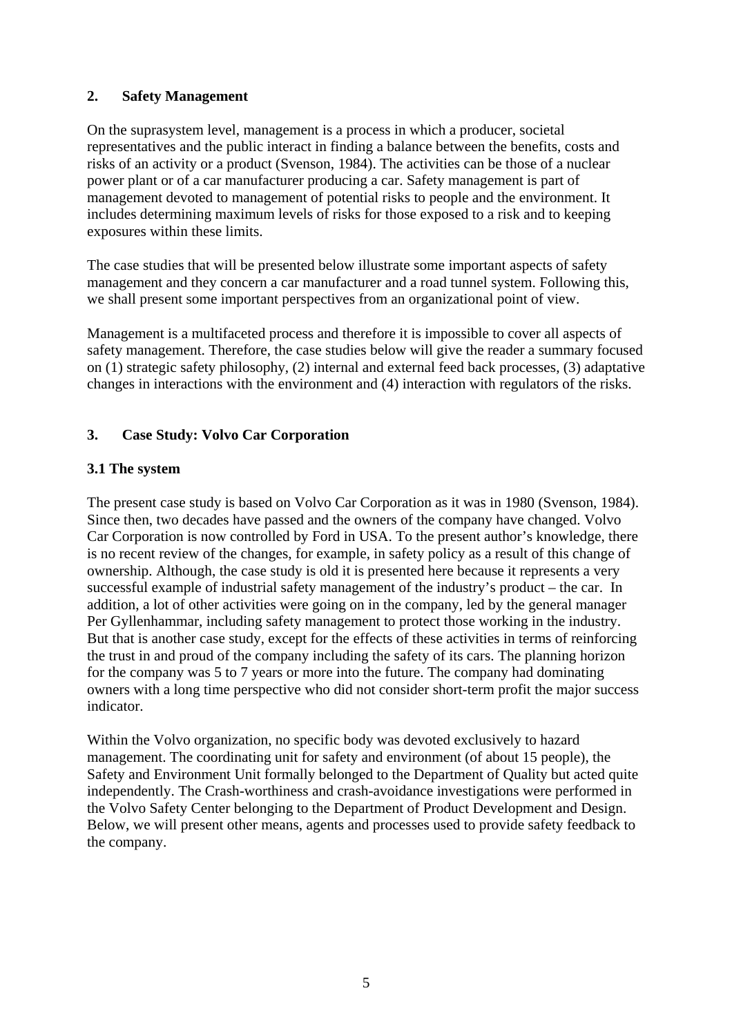## 2. Safety Management

On the suprasystem level, management is a process in which a producer, societal representatives and the public interact in finding a balance between the benefits, costs and risks of an activity or a product (Svenson, 1984). The activities can be those of a nuclear power plant or of a car manufacturer producing a car. Safety management is part of management devoted to management of potential risks to people and the environment. It includes determining maximum levels of risks for those exposed to a risk and to keeping exposures within these limits.

The case studies that will be presented below illustrate some important aspects of safety management and they concern a car manufacturer and a road tunnel system. Following this, we shall present some important perspectives from an organizational point of view.

Management is a multifaceted process and therefore it is impossible to cover all aspects of safety management. Therefore, the case studies below will give the reader a summary focused on (1) strategic safety philosophy, (2) internal and external feed back processes, (3) adaptative changes in interactions with the environment and (4) interaction with regulators of the risks.

## 3. Case Study: Volvo Car Corporation

### 3.1 The system

The present case study is based on Volvo Car Corporation as it was in 1980 (Svenson, 1984). Since then, two decades have passed and the owners of the company have changed. Volvo Car Corporation is now controlled by Ford in USA. To the present author's knowledge, there is no recent review of the changes, for example, in safety policy as a result of this change of ownership. Although, the case study is old it is presented here because it represents a very successful example of industrial safety management of the industry's product – the car. In addition, a lot of other activities were going on in the company, led by the general manager Per Gyllenhammar, including safety management to protect those working in the industry. But that is another case study, except for the effects of these activities in terms of reinforcing the trust in and proud of the company including the safety of its cars. The planning horizon for the company was 5 to 7 years or more into the future. The company had dominating owners with a long time perspective who did not consider short-term profit the major success indicator.

Within the Volvo organization, no specific body was devoted exclusively to hazard management. The coordinating unit for safety and environment (of about 15 people), the Safety and Environment Unit formally belonged to the Department of Quality but acted quite independently. The Crash-worthiness and crash-avoidance investigations were performed in the Volvo Safety Center belonging to the Department of Product Development and Design. Below, we will present other means, agents and processes used to provide safety feedback to the company.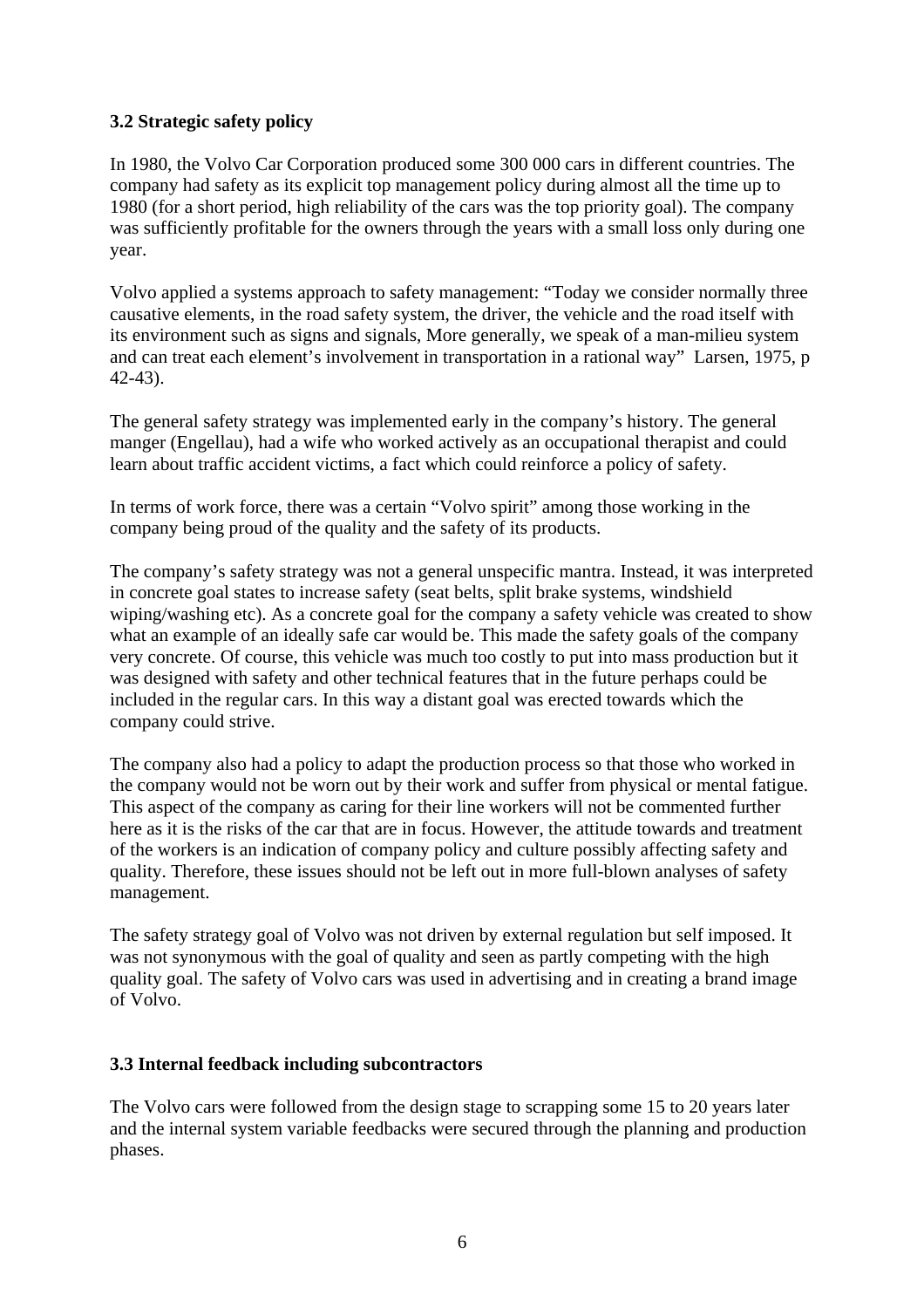### 3.2 Strategic safety policy

In 1980, the Volvo Car Corporation produced some 300 000 cars in different countries. The company had safety as its explicit top management policy during almost all the time up to 1980 (for a short period, high reliability of the cars was the top priority goal). The company was sufficiently profitable for the owners through the years with a small loss only during one year.

Volvo applied a systems approach to safety management: "Today we consider normally three causative elements, in the road safety system, the driver, the vehicle and the road itself with its environment such as signs and signals, More generally, we speak of a man-milieu system and can treat each element's involvement in transportation in a rational way" Larsen, 1975, p 42-43).

The general safety strategy was implemented early in the company's history. The general manger (Engellau), had a wife who worked actively as an occupational therapist and could learn about traffic accident victims, a fact which could reinforce a policy of safety.

In terms of work force, there was a certain "Volvo spirit" among those working in the company being proud of the quality and the safety of its products.

The company's safety strategy was not a general unspecific mantra. Instead, it was interpreted in concrete goal states to increase safety (seat belts, split brake systems, windshield wiping/washing etc). As a concrete goal for the company a safety vehicle was created to show what an example of an ideally safe car would be. This made the safety goals of the company very concrete. Of course, this vehicle was much too costly to put into mass production but it was designed with safety and other technical features that in the future perhaps could be included in the regular cars. In this way a distant goal was erected towards which the company could strive.

The company also had a policy to adapt the production process so that those who worked in the company would not be worn out by their work and suffer from physical or mental fatigue. This aspect of the company as caring for their line workers will not be commented further here as it is the risks of the car that are in focus. However, the attitude towards and treatment of the workers is an indication of company policy and culture possibly affecting safety and quality. Therefore, these issues should not be left out in more full-blown analyses of safety management.

The safety strategy goal of Volvo was not driven by external regulation but self imposed. It was not synonymous with the goal of quality and seen as partly competing with the high quality goal. The safety of Volvo cars was used in advertising and in creating a brand image of Volvo.

### 3.3 Internal feedback including subcontractors

The Volvo cars were followed from the design stage to scrapping some 15 to 20 years later and the internal system variable feedbacks were secured through the planning and production phases.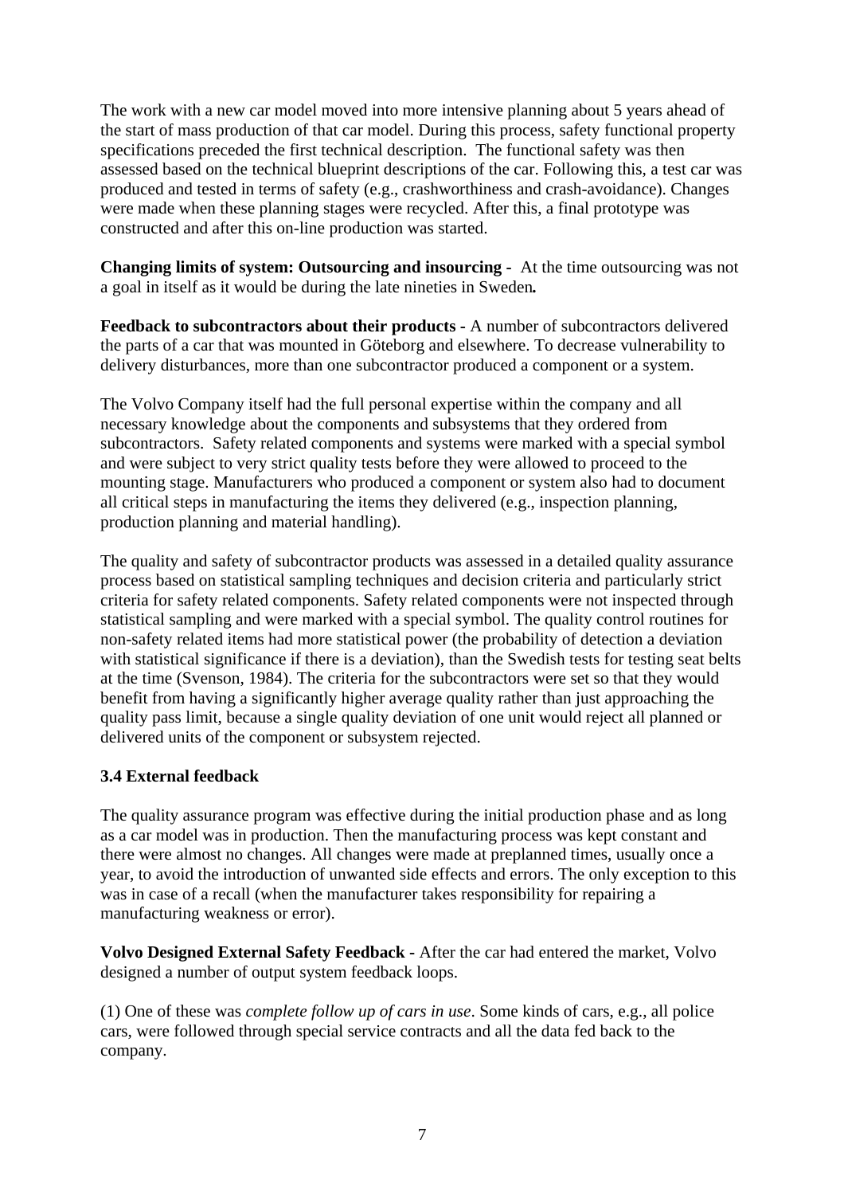The work with a new car model moved into more intensive planning about 5 years ahead of the start of mass production of that car model. During this process, safety functional property specifications preceded the first technical description. The functional safety was then assessed based on the technical blueprint descriptions of the car. Following this, a test car was produced and tested in terms of safety (e.g., crashworthiness and crash-avoidance). Changes were made when these planning stages were recycled. After this, a final prototype was constructed and after this on-line production was started.

**Changing limits of system: Outsourcing and insourcing -** At the time outsourcing was not a goal in itself as it would be during the late nineties in Sweden***.***

**Feedback to subcontractors about their products -** A number of subcontractors delivered the parts of a car that was mounted in Göteborg and elsewhere. To decrease vulnerability to delivery disturbances, more than one subcontractor produced a component or a system.

The Volvo Company itself had the full personal expertise within the company and all necessary knowledge about the components and subsystems that they ordered from subcontractors. Safety related components and systems were marked with a special symbol and were subject to very strict quality tests before they were allowed to proceed to the mounting stage. Manufacturers who produced a component or system also had to document all critical steps in manufacturing the items they delivered (e.g., inspection planning, production planning and material handling).

The quality and safety of subcontractor products was assessed in a detailed quality assurance process based on statistical sampling techniques and decision criteria and particularly strict criteria for safety related components. Safety related components were not inspected through statistical sampling and were marked with a special symbol. The quality control routines for non-safety related items had more statistical power (the probability of detection a deviation with statistical significance if there is a deviation), than the Swedish tests for testing seat belts at the time (Svenson, 1984). The criteria for the subcontractors were set so that they would benefit from having a significantly higher average quality rather than just approaching the quality pass limit, because a single quality deviation of one unit would reject all planned or delivered units of the component or subsystem rejected.

### 3.4 External feedback

The quality assurance program was effective during the initial production phase and as long as a car model was in production. Then the manufacturing process was kept constant and there were almost no changes. All changes were made at preplanned times, usually once a year, to avoid the introduction of unwanted side effects and errors. The only exception to this was in case of a recall (when the manufacturer takes responsibility for repairing a manufacturing weakness or error).

**Volvo Designed External Safety Feedback -** After the car had entered the market, Volvo designed a number of output system feedback loops.

(1) One of these was *complete follow up of cars in use*. Some kinds of cars, e.g., all police cars, were followed through special service contracts and all the data fed back to the company.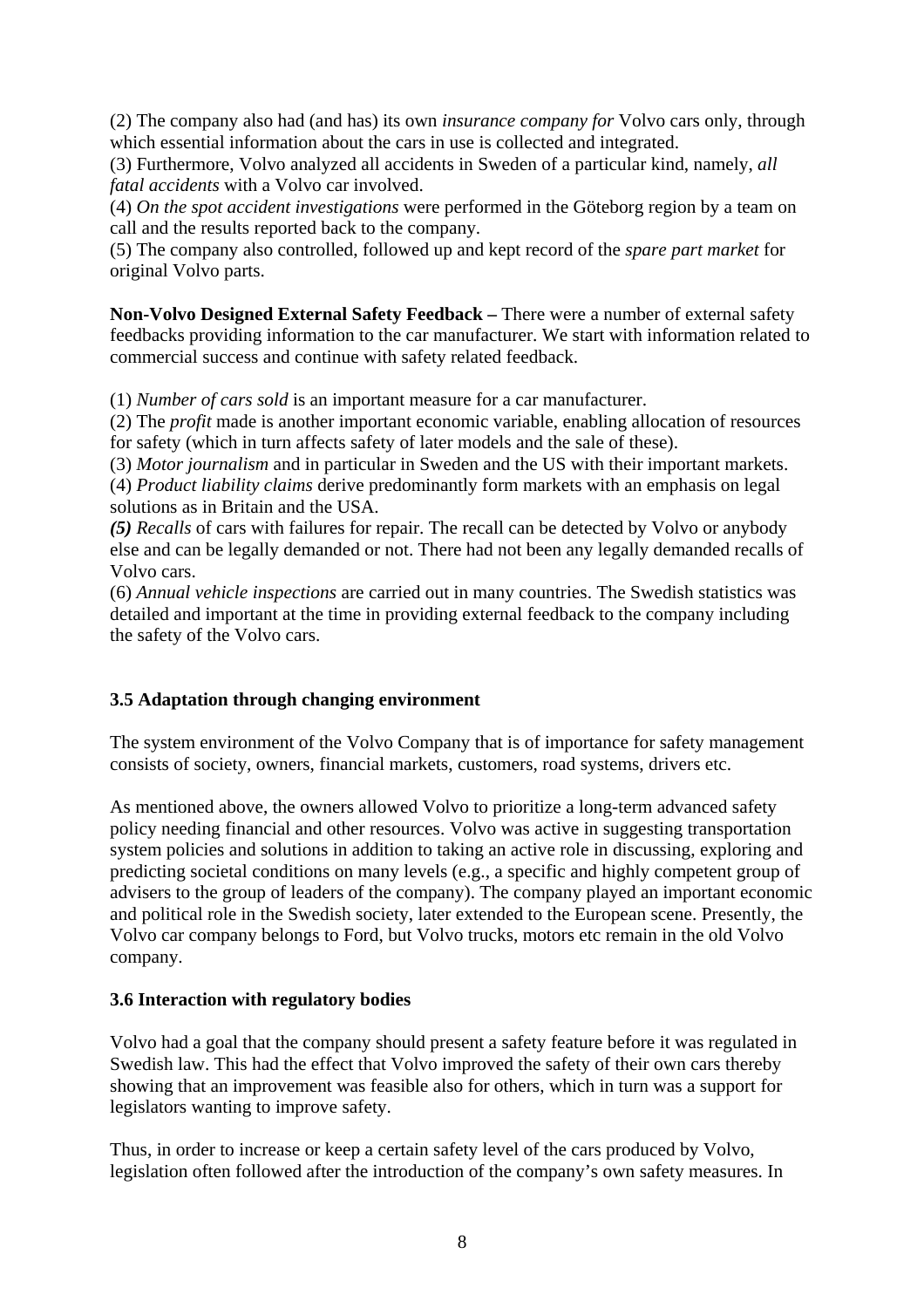(2) The company also had (and has) its own *insurance company for* Volvo cars only, through which essential information about the cars in use is collected and integrated.
(3) Furthermore, Volvo analyzed all accidents in Sweden of a particular kind, namely, *all fatal accidents* with a Volvo car involved.
(4) *On the spot accident investigations* were performed in the Göteborg region by a team on call and the results reported back to the company.
(5) The company also controlled, followed up and kept record of the *spare part market* for original Volvo parts.

**Non-Volvo Designed External Safety Feedback –** There were a number of external safety feedbacks providing information to the car manufacturer. We start with information related to commercial success and continue with safety related feedback.

(1) *Number of cars sold* is an important measure for a car manufacturer.
(2) The *profit* made is another important economic variable, enabling allocation of resources for safety (which in turn affects safety of later models and the sale of these).
(3) *Motor journalism* and in particular in Sweden and the US with their important markets.
(4) *Product liability claims* derive predominantly form markets with an emphasis on legal solutions as in Britain and the USA.
***(5)*** *Recalls* of cars with failures for repair. The recall can be detected by Volvo or anybody else and can be legally demanded or not. There had not been any legally demanded recalls of Volvo cars.
(6) *Annual vehicle inspections* are carried out in many countries. The Swedish statistics was detailed and important at the time in providing external feedback to the company including the safety of the Volvo cars.

### 3.5 Adaptation through changing environment

The system environment of the Volvo Company that is of importance for safety management consists of society, owners, financial markets, customers, road systems, drivers etc.

As mentioned above, the owners allowed Volvo to prioritize a long-term advanced safety policy needing financial and other resources. Volvo was active in suggesting transportation system policies and solutions in addition to taking an active role in discussing, exploring and predicting societal conditions on many levels (e.g., a specific and highly competent group of advisers to the group of leaders of the company). The company played an important economic and political role in the Swedish society, later extended to the European scene. Presently, the Volvo car company belongs to Ford, but Volvo trucks, motors etc remain in the old Volvo company.

### 3.6 Interaction with regulatory bodies

Volvo had a goal that the company should present a safety feature before it was regulated in Swedish law. This had the effect that Volvo improved the safety of their own cars thereby showing that an improvement was feasible also for others, which in turn was a support for legislators wanting to improve safety.

Thus, in order to increase or keep a certain safety level of the cars produced by Volvo, legislation often followed after the introduction of the company's own safety measures. In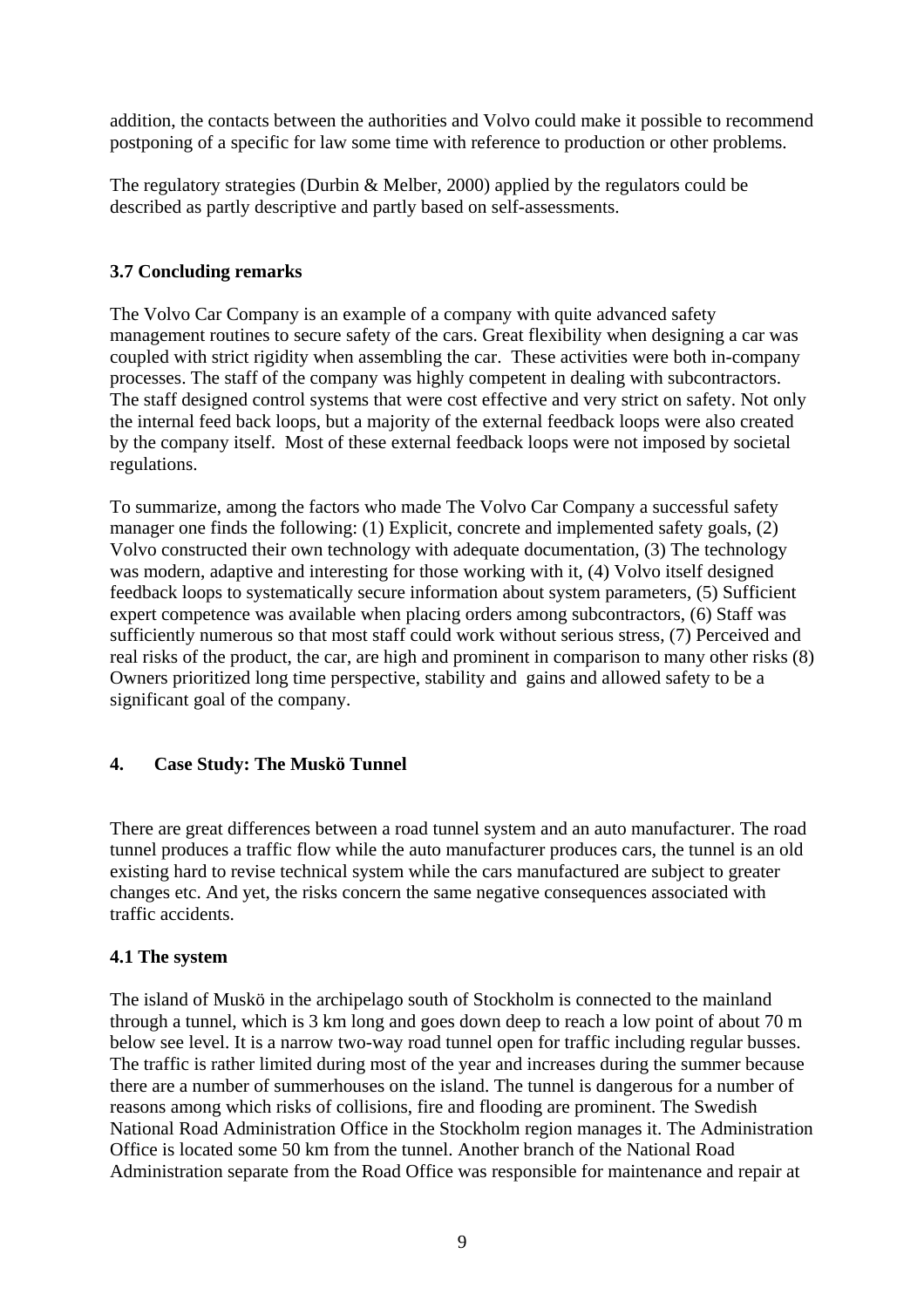addition, the contacts between the authorities and Volvo could make it possible to recommend postponing of a specific for law some time with reference to production or other problems.

The regulatory strategies (Durbin & Melber, 2000) applied by the regulators could be described as partly descriptive and partly based on self-assessments.

### 3.7 Concluding remarks

The Volvo Car Company is an example of a company with quite advanced safety management routines to secure safety of the cars. Great flexibility when designing a car was coupled with strict rigidity when assembling the car. These activities were both in-company processes. The staff of the company was highly competent in dealing with subcontractors. The staff designed control systems that were cost effective and very strict on safety. Not only the internal feed back loops, but a majority of the external feedback loops were also created by the company itself. Most of these external feedback loops were not imposed by societal regulations.

To summarize, among the factors who made The Volvo Car Company a successful safety manager one finds the following: (1) Explicit, concrete and implemented safety goals, (2) Volvo constructed their own technology with adequate documentation, (3) The technology was modern, adaptive and interesting for those working with it, (4) Volvo itself designed feedback loops to systematically secure information about system parameters, (5) Sufficient expert competence was available when placing orders among subcontractors, (6) Staff was sufficiently numerous so that most staff could work without serious stress, (7) Perceived and real risks of the product, the car, are high and prominent in comparison to many other risks (8) Owners prioritized long time perspective, stability and gains and allowed safety to be a significant goal of the company.

## 4. Case Study: The Muskö Tunnel

There are great differences between a road tunnel system and an auto manufacturer. The road tunnel produces a traffic flow while the auto manufacturer produces cars, the tunnel is an old existing hard to revise technical system while the cars manufactured are subject to greater changes etc. And yet, the risks concern the same negative consequences associated with traffic accidents.

### 4.1 The system

The island of Muskö in the archipelago south of Stockholm is connected to the mainland through a tunnel, which is 3 km long and goes down deep to reach a low point of about 70 m below see level. It is a narrow two-way road tunnel open for traffic including regular busses. The traffic is rather limited during most of the year and increases during the summer because there are a number of summerhouses on the island. The tunnel is dangerous for a number of reasons among which risks of collisions, fire and flooding are prominent. The Swedish National Road Administration Office in the Stockholm region manages it. The Administration Office is located some 50 km from the tunnel. Another branch of the National Road Administration separate from the Road Office was responsible for maintenance and repair at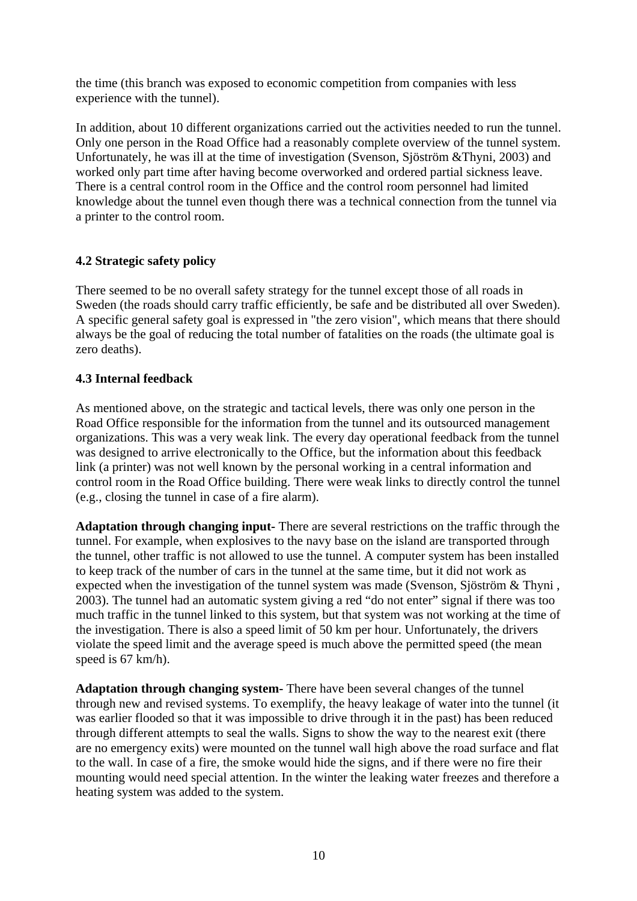the time (this branch was exposed to economic competition from companies with less experience with the tunnel).

In addition, about 10 different organizations carried out the activities needed to run the tunnel. Only one person in the Road Office had a reasonably complete overview of the tunnel system. Unfortunately, he was ill at the time of investigation (Svenson, Sjöström &Thyni, 2003) and worked only part time after having become overworked and ordered partial sickness leave. There is a central control room in the Office and the control room personnel had limited knowledge about the tunnel even though there was a technical connection from the tunnel via a printer to the control room.

### 4.2 Strategic safety policy

There seemed to be no overall safety strategy for the tunnel except those of all roads in Sweden (the roads should carry traffic efficiently, be safe and be distributed all over Sweden). A specific general safety goal is expressed in "the zero vision", which means that there should always be the goal of reducing the total number of fatalities on the roads (the ultimate goal is zero deaths).

### 4.3 Internal feedback

As mentioned above, on the strategic and tactical levels, there was only one person in the Road Office responsible for the information from the tunnel and its outsourced management organizations. This was a very weak link. The every day operational feedback from the tunnel was designed to arrive electronically to the Office, but the information about this feedback link (a printer) was not well known by the personal working in a central information and control room in the Road Office building. There were weak links to directly control the tunnel (e.g., closing the tunnel in case of a fire alarm).

**Adaptation through changing input-** There are several restrictions on the traffic through the tunnel. For example, when explosives to the navy base on the island are transported through the tunnel, other traffic is not allowed to use the tunnel. A computer system has been installed to keep track of the number of cars in the tunnel at the same time, but it did not work as expected when the investigation of the tunnel system was made (Svenson, Sjöström & Thyni , 2003). The tunnel had an automatic system giving a red "do not enter" signal if there was too much traffic in the tunnel linked to this system, but that system was not working at the time of the investigation. There is also a speed limit of 50 km per hour. Unfortunately, the drivers violate the speed limit and the average speed is much above the permitted speed (the mean speed is 67 km/h).

**Adaptation through changing system-** There have been several changes of the tunnel through new and revised systems. To exemplify, the heavy leakage of water into the tunnel (it was earlier flooded so that it was impossible to drive through it in the past) has been reduced through different attempts to seal the walls. Signs to show the way to the nearest exit (there are no emergency exits) were mounted on the tunnel wall high above the road surface and flat to the wall. In case of a fire, the smoke would hide the signs, and if there were no fire their mounting would need special attention. In the winter the leaking water freezes and therefore a heating system was added to the system.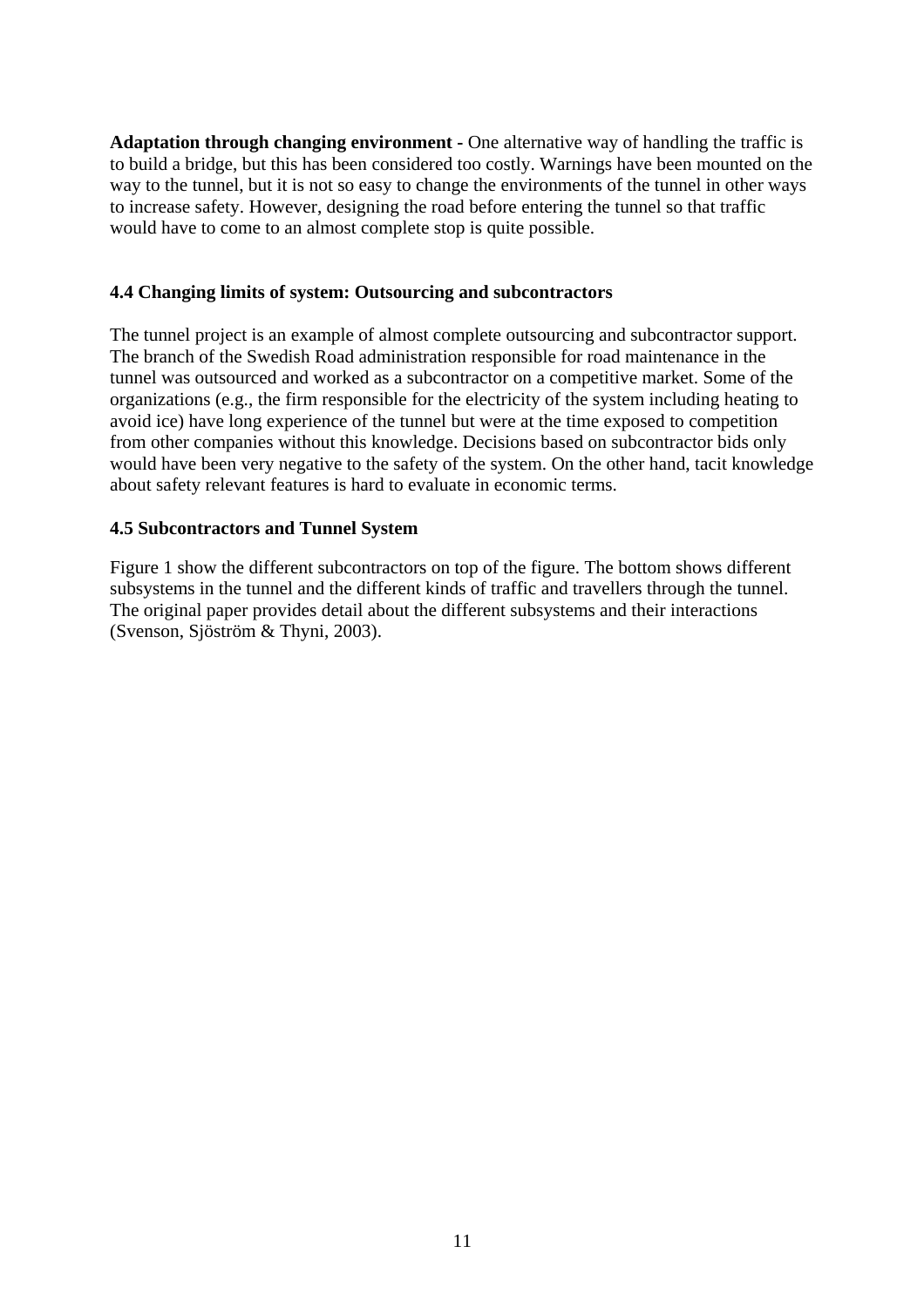**Adaptation through changing environment -** One alternative way of handling the traffic is to build a bridge, but this has been considered too costly. Warnings have been mounted on the way to the tunnel, but it is not so easy to change the environments of the tunnel in other ways to increase safety. However, designing the road before entering the tunnel so that traffic would have to come to an almost complete stop is quite possible.

### 4.4 Changing limits of system: Outsourcing and subcontractors

The tunnel project is an example of almost complete outsourcing and subcontractor support. The branch of the Swedish Road administration responsible for road maintenance in the tunnel was outsourced and worked as a subcontractor on a competitive market. Some of the organizations (e.g., the firm responsible for the electricity of the system including heating to avoid ice) have long experience of the tunnel but were at the time exposed to competition from other companies without this knowledge. Decisions based on subcontractor bids only would have been very negative to the safety of the system. On the other hand, tacit knowledge about safety relevant features is hard to evaluate in economic terms.

### 4.5 Subcontractors and Tunnel System

Figure 1 show the different subcontractors on top of the figure. The bottom shows different subsystems in the tunnel and the different kinds of traffic and travellers through the tunnel. The original paper provides detail about the different subsystems and their interactions (Svenson, Sjöström & Thyni, 2003).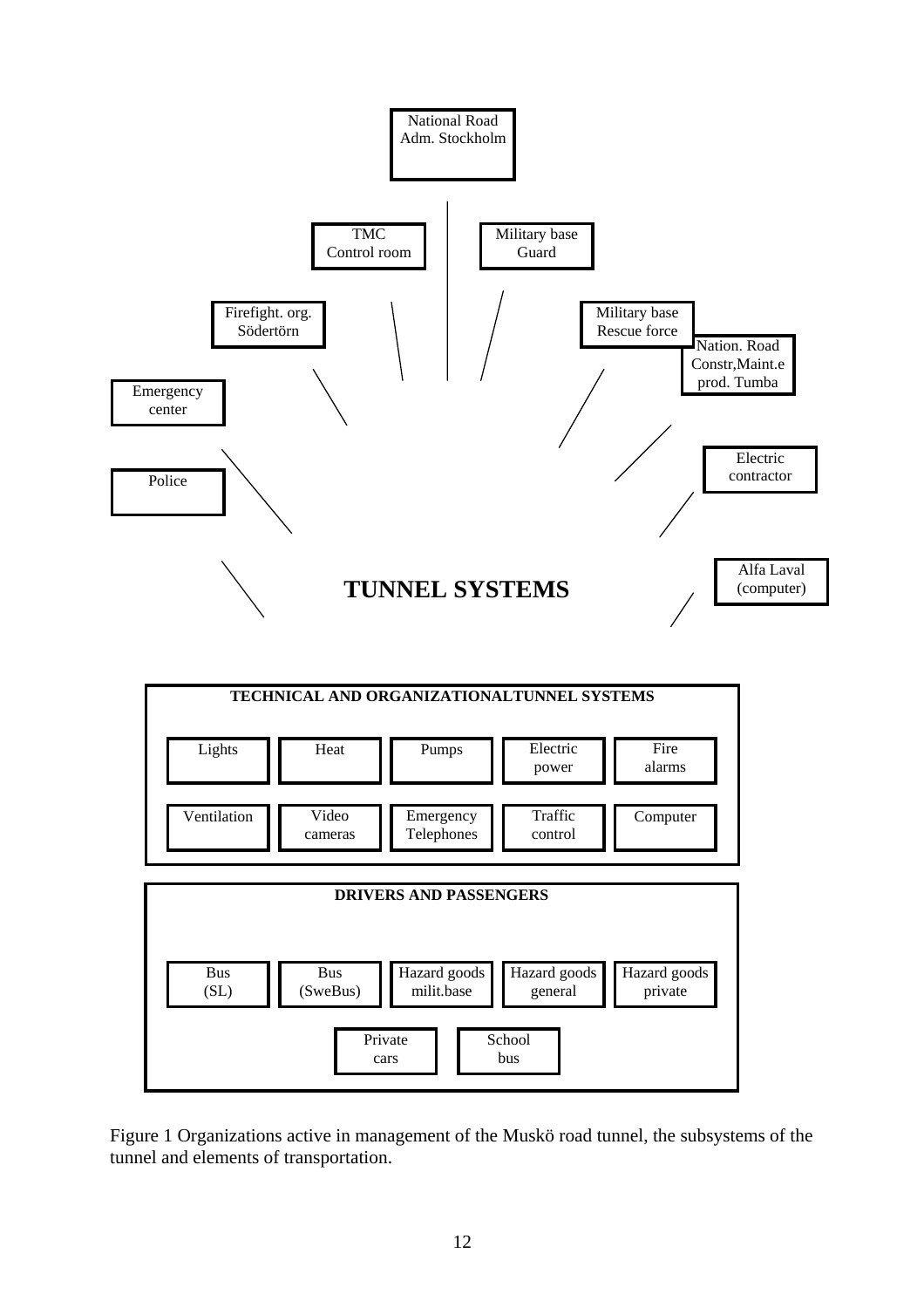National Road Adm. Stockholm

TMC Control room

Military base Guard

Firefight. org. Södertörn

Military base Rescue force

Nation. Road Constr,Maint.e prod. Tumba

Emergency center

Electric contractor

Police

Alfa Laval (computer)

**TUNNEL SYSTEMS**

**TECHNICAL AND ORGANIZATIONALTUNNEL SYSTEMS**

| Lights | Heat | Pumps | Electric power | Fire alarms |
|---|---|---|---|---|
| Ventilation | Video cameras | Emergency Telephones | Traffic control | Computer |

**DRIVERS AND PASSENGERS**

| Bus (SL) | Bus (SweBus) | Hazard goods milit.base | Hazard goods general | Hazard goods private |
|---|---|---|---|---|
| | Private cars | School bus | | |

Figure 1 Organizations active in management of the Muskö road tunnel, the subsystems of the tunnel and elements of transportation.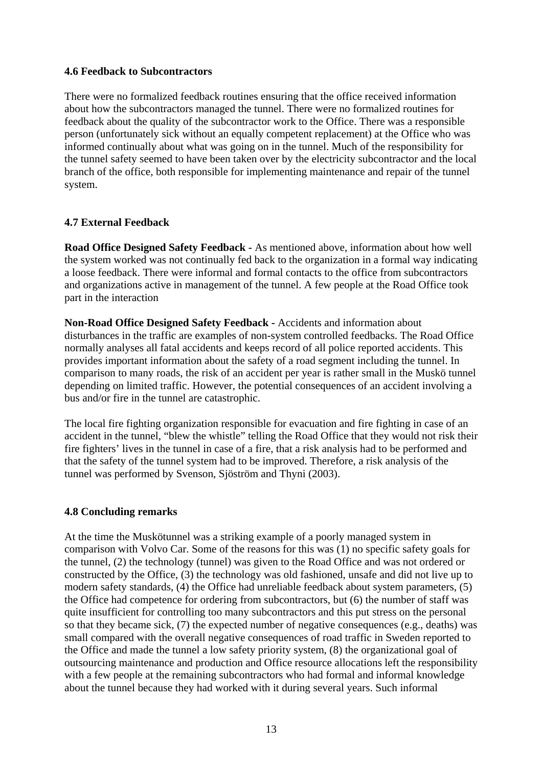### 4.6 Feedback to Subcontractors

There were no formalized feedback routines ensuring that the office received information about how the subcontractors managed the tunnel. There were no formalized routines for feedback about the quality of the subcontractor work to the Office. There was a responsible person (unfortunately sick without an equally competent replacement) at the Office who was informed continually about what was going on in the tunnel. Much of the responsibility for the tunnel safety seemed to have been taken over by the electricity subcontractor and the local branch of the office, both responsible for implementing maintenance and repair of the tunnel system.

### 4.7 External Feedback

**Road Office Designed Safety Feedback -** As mentioned above, information about how well the system worked was not continually fed back to the organization in a formal way indicating a loose feedback. There were informal and formal contacts to the office from subcontractors and organizations active in management of the tunnel. A few people at the Road Office took part in the interaction

**Non-Road Office Designed Safety Feedback -** Accidents and information about disturbances in the traffic are examples of non-system controlled feedbacks. The Road Office normally analyses all fatal accidents and keeps record of all police reported accidents. This provides important information about the safety of a road segment including the tunnel. In comparison to many roads, the risk of an accident per year is rather small in the Muskö tunnel depending on limited traffic. However, the potential consequences of an accident involving a bus and/or fire in the tunnel are catastrophic.

The local fire fighting organization responsible for evacuation and fire fighting in case of an accident in the tunnel, "blew the whistle" telling the Road Office that they would not risk their fire fighters' lives in the tunnel in case of a fire, that a risk analysis had to be performed and that the safety of the tunnel system had to be improved. Therefore, a risk analysis of the tunnel was performed by Svenson, Sjöström and Thyni (2003).

### 4.8 Concluding remarks

At the time the Muskötunnel was a striking example of a poorly managed system in comparison with Volvo Car. Some of the reasons for this was (1) no specific safety goals for the tunnel, (2) the technology (tunnel) was given to the Road Office and was not ordered or constructed by the Office, (3) the technology was old fashioned, unsafe and did not live up to modern safety standards, (4) the Office had unreliable feedback about system parameters, (5) the Office had competence for ordering from subcontractors, but (6) the number of staff was quite insufficient for controlling too many subcontractors and this put stress on the personal so that they became sick, (7) the expected number of negative consequences (e.g., deaths) was small compared with the overall negative consequences of road traffic in Sweden reported to the Office and made the tunnel a low safety priority system, (8) the organizational goal of outsourcing maintenance and production and Office resource allocations left the responsibility with a few people at the remaining subcontractors who had formal and informal knowledge about the tunnel because they had worked with it during several years. Such informal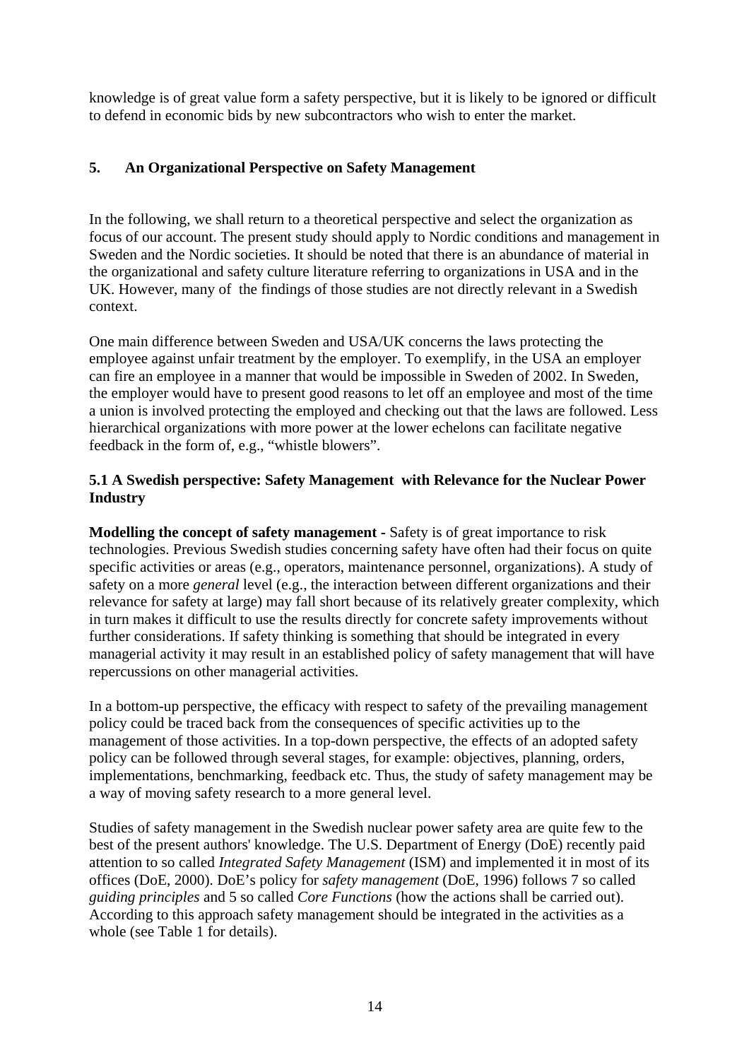knowledge is of great value form a safety perspective, but it is likely to be ignored or difficult to defend in economic bids by new subcontractors who wish to enter the market.

## 5. An Organizational Perspective on Safety Management

In the following, we shall return to a theoretical perspective and select the organization as focus of our account. The present study should apply to Nordic conditions and management in Sweden and the Nordic societies. It should be noted that there is an abundance of material in the organizational and safety culture literature referring to organizations in USA and in the UK. However, many of the findings of those studies are not directly relevant in a Swedish context.

One main difference between Sweden and USA/UK concerns the laws protecting the employee against unfair treatment by the employer. To exemplify, in the USA an employer can fire an employee in a manner that would be impossible in Sweden of 2002. In Sweden, the employer would have to present good reasons to let off an employee and most of the time a union is involved protecting the employed and checking out that the laws are followed. Less hierarchical organizations with more power at the lower echelons can facilitate negative feedback in the form of, e.g., "whistle blowers".

### 5.1 A Swedish perspective: Safety Management with Relevance for the Nuclear Power Industry

**Modelling the concept of safety management** - Safety is of great importance to risk technologies. Previous Swedish studies concerning safety have often had their focus on quite specific activities or areas (e.g., operators, maintenance personnel, organizations). A study of safety on a more *general* level (e.g., the interaction between different organizations and their relevance for safety at large) may fall short because of its relatively greater complexity, which in turn makes it difficult to use the results directly for concrete safety improvements without further considerations. If safety thinking is something that should be integrated in every managerial activity it may result in an established policy of safety management that will have repercussions on other managerial activities.

In a bottom-up perspective, the efficacy with respect to safety of the prevailing management policy could be traced back from the consequences of specific activities up to the management of those activities. In a top-down perspective, the effects of an adopted safety policy can be followed through several stages, for example: objectives, planning, orders, implementations, benchmarking, feedback etc. Thus, the study of safety management may be a way of moving safety research to a more general level.

Studies of safety management in the Swedish nuclear power safety area are quite few to the best of the present authors' knowledge. The U.S. Department of Energy (DoE) recently paid attention to so called *Integrated Safety Management* (ISM) and implemented it in most of its offices (DoE, 2000). DoE's policy for *safety management* (DoE, 1996) follows 7 so called *guiding principles* and 5 so called *Core Functions* (how the actions shall be carried out). According to this approach safety management should be integrated in the activities as a whole (see Table 1 for details).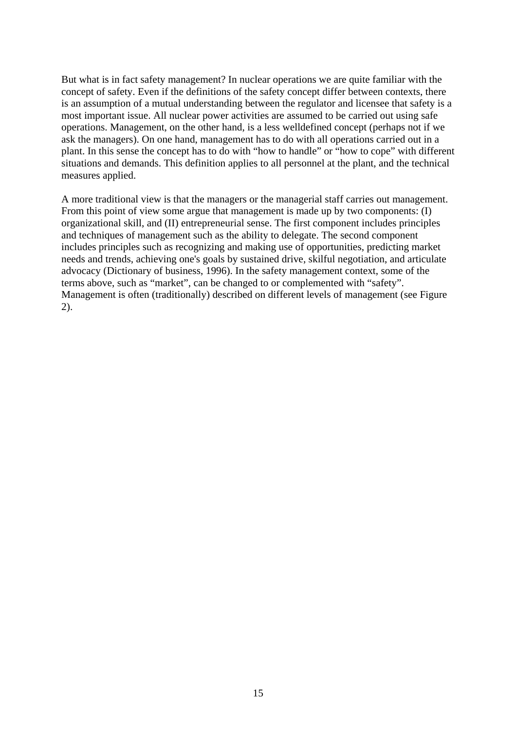But what is in fact safety management? In nuclear operations we are quite familiar with the concept of safety. Even if the definitions of the safety concept differ between contexts, there is an assumption of a mutual understanding between the regulator and licensee that safety is a most important issue. All nuclear power activities are assumed to be carried out using safe operations. Management, on the other hand, is a less welldefined concept (perhaps not if we ask the managers). On one hand, management has to do with all operations carried out in a plant. In this sense the concept has to do with "how to handle" or "how to cope" with different situations and demands. This definition applies to all personnel at the plant, and the technical measures applied.

A more traditional view is that the managers or the managerial staff carries out management. From this point of view some argue that management is made up by two components: (I) organizational skill, and (II) entrepreneurial sense. The first component includes principles and techniques of management such as the ability to delegate. The second component includes principles such as recognizing and making use of opportunities, predicting market needs and trends, achieving one's goals by sustained drive, skilful negotiation, and articulate advocacy (Dictionary of business, 1996). In the safety management context, some of the terms above, such as "market", can be changed to or complemented with "safety". Management is often (traditionally) described on different levels of management (see Figure 2).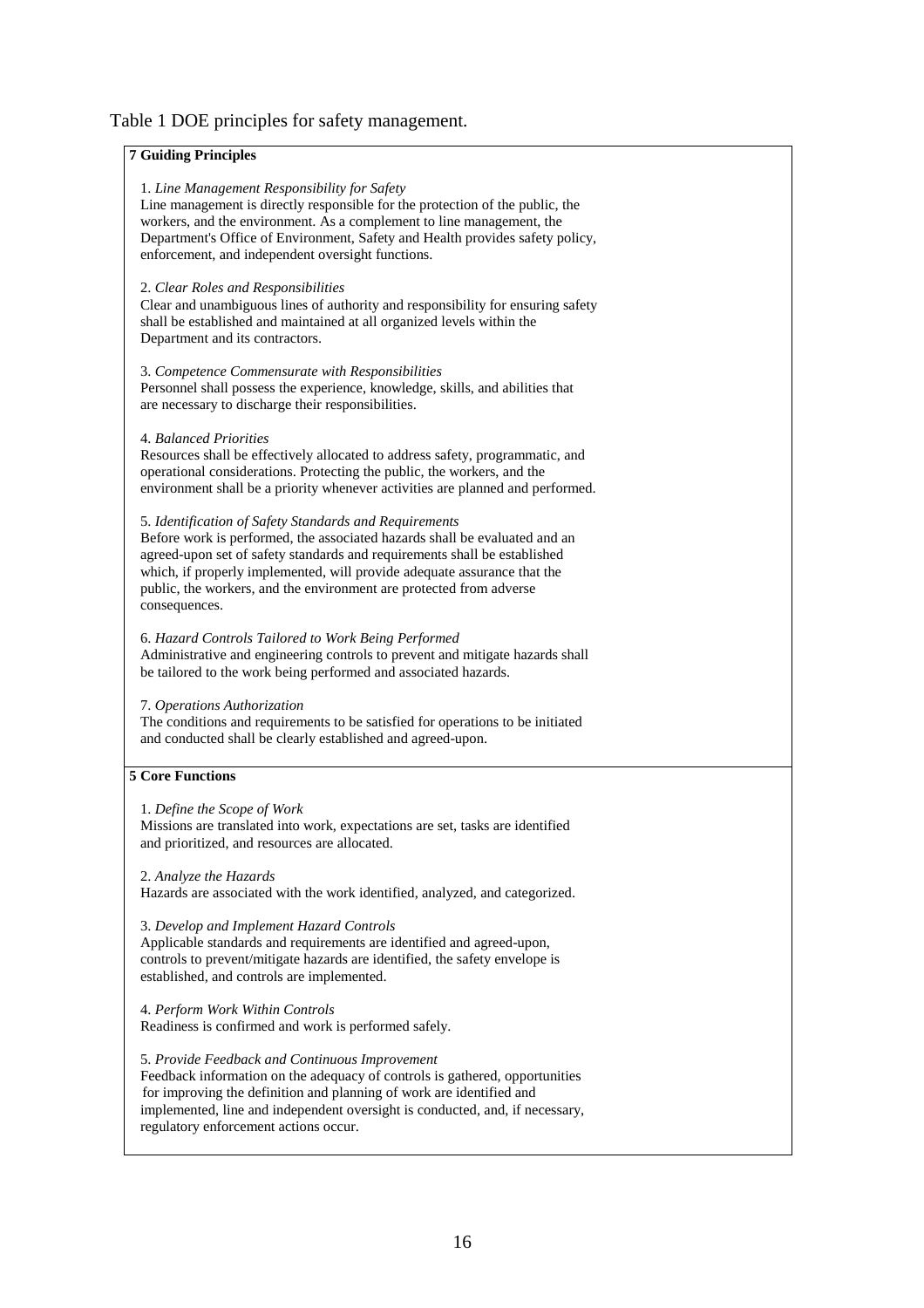Table 1 DOE principles for safety management.

**7 Guiding Principles**

1. *Line Management Responsibility for Safety*
Line management is directly responsible for the protection of the public, the workers, and the environment. As a complement to line management, the Department's Office of Environment, Safety and Health provides safety policy, enforcement, and independent oversight functions.

2. *Clear Roles and Responsibilities*
Clear and unambiguous lines of authority and responsibility for ensuring safety shall be established and maintained at all organized levels within the Department and its contractors.

3. *Competence Commensurate with Responsibilities*
Personnel shall possess the experience, knowledge, skills, and abilities that are necessary to discharge their responsibilities.

4. *Balanced Priorities*
Resources shall be effectively allocated to address safety, programmatic, and operational considerations. Protecting the public, the workers, and the environment shall be a priority whenever activities are planned and performed.

5. *Identification of Safety Standards and Requirements*
Before work is performed, the associated hazards shall be evaluated and an agreed-upon set of safety standards and requirements shall be established which, if properly implemented, will provide adequate assurance that the public, the workers, and the environment are protected from adverse consequences.

6. *Hazard Controls Tailored to Work Being Performed*
Administrative and engineering controls to prevent and mitigate hazards shall be tailored to the work being performed and associated hazards.

7. *Operations Authorization*
The conditions and requirements to be satisfied for operations to be initiated and conducted shall be clearly established and agreed-upon.

**5 Core Functions**

1. *Define the Scope of Work*
Missions are translated into work, expectations are set, tasks are identified and prioritized, and resources are allocated.

2. *Analyze the Hazards*
Hazards are associated with the work identified, analyzed, and categorized.

3. *Develop and Implement Hazard Controls*
Applicable standards and requirements are identified and agreed-upon, controls to prevent/mitigate hazards are identified, the safety envelope is established, and controls are implemented.

4. *Perform Work Within Controls*
Readiness is confirmed and work is performed safely.

5. *Provide Feedback and Continuous Improvement*
Feedback information on the adequacy of controls is gathered, opportunities for improving the definition and planning of work are identified and implemented, line and independent oversight is conducted, and, if necessary, regulatory enforcement actions occur.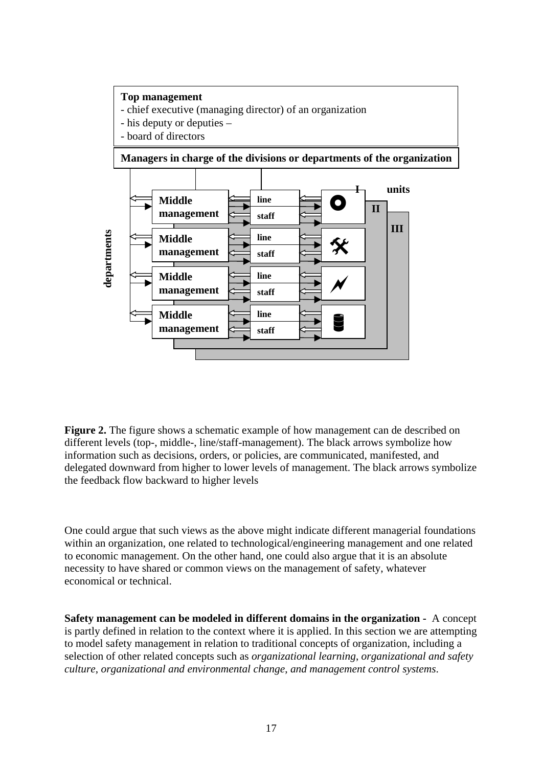**Top management**
- chief executive (managing director) of an organization
- his deputy or deputies –
- board of directors

**Managers in charge of the divisions or departments of the organization**

**departments**

**Middle management** — line / staff — units I, II, III

**Middle management** — line / staff

**Middle management** — line / staff

**Middle management** — line / staff

**Figure 2.** The figure shows a schematic example of how management can de described on different levels (top-, middle-, line/staff-management). The black arrows symbolize how information such as decisions, orders, or policies, are communicated, manifested, and delegated downward from higher to lower levels of management. The black arrows symbolize the feedback flow backward to higher levels

One could argue that such views as the above might indicate different managerial foundations within an organization, one related to technological/engineering management and one related to economic management. On the other hand, one could also argue that it is an absolute necessity to have shared or common views on the management of safety, whatever economical or technical.

**Safety management can be modeled in different domains in the organization -** A concept is partly defined in relation to the context where it is applied. In this section we are attempting to model safety management in relation to traditional concepts of organization, including a selection of other related concepts such as *organizational learning, organizational and safety culture, organizational and environmental change, and management control systems*.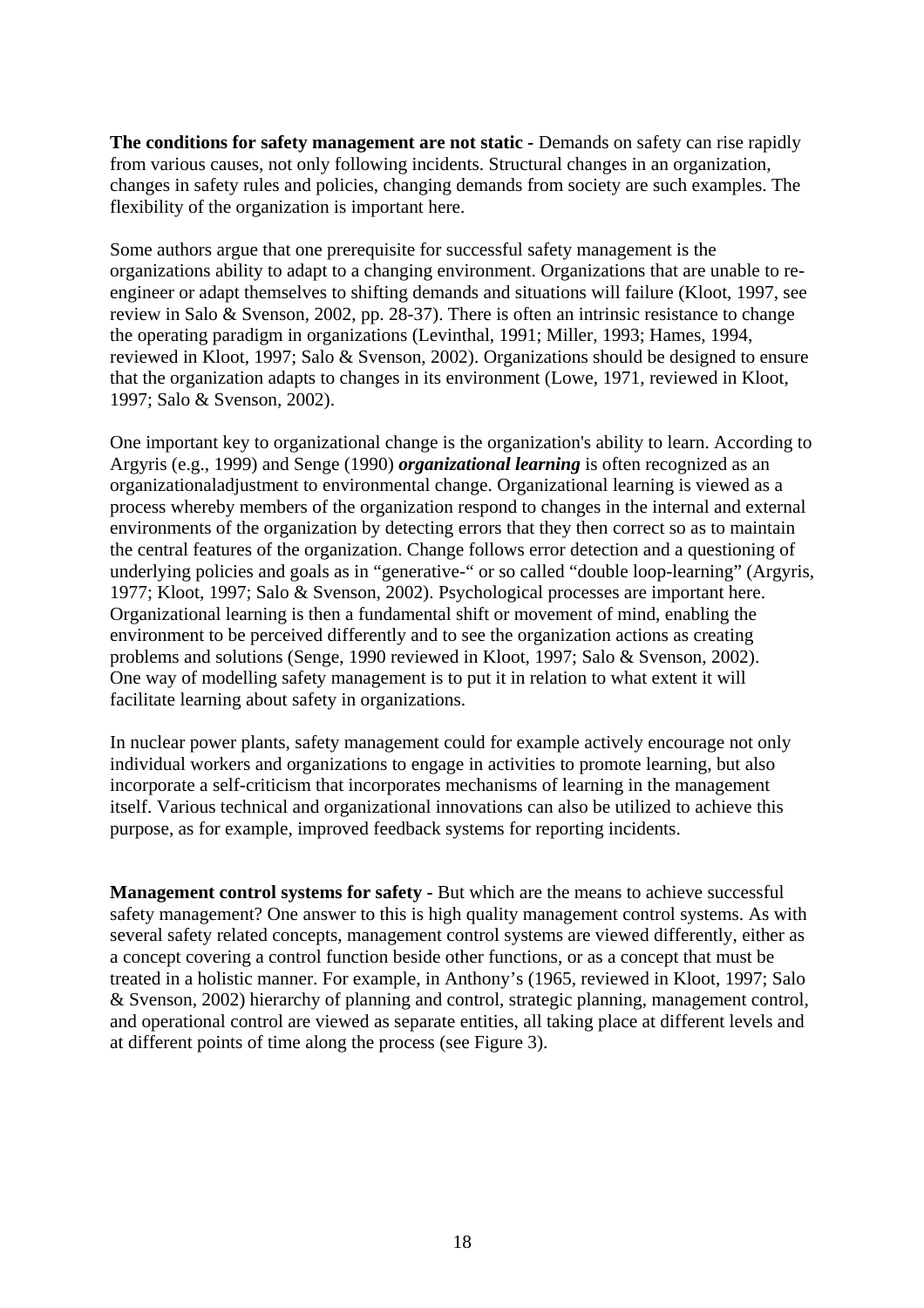**The conditions for safety management are not static -** Demands on safety can rise rapidly from various causes, not only following incidents. Structural changes in an organization, changes in safety rules and policies, changing demands from society are such examples. The flexibility of the organization is important here.

Some authors argue that one prerequisite for successful safety management is the organizations ability to adapt to a changing environment. Organizations that are unable to re-engineer or adapt themselves to shifting demands and situations will failure (Kloot, 1997, see review in Salo & Svenson, 2002, pp. 28-37). There is often an intrinsic resistance to change the operating paradigm in organizations (Levinthal, 1991; Miller, 1993; Hames, 1994, reviewed in Kloot, 1997; Salo & Svenson, 2002). Organizations should be designed to ensure that the organization adapts to changes in its environment (Lowe, 1971, reviewed in Kloot, 1997; Salo & Svenson, 2002).

One important key to organizational change is the organization's ability to learn. According to Argyris (e.g., 1999) and Senge (1990) ***organizational learning*** is often recognized as an organizationaladjustment to environmental change. Organizational learning is viewed as a process whereby members of the organization respond to changes in the internal and external environments of the organization by detecting errors that they then correct so as to maintain the central features of the organization. Change follows error detection and a questioning of underlying policies and goals as in "generative-" or so called "double loop-learning" (Argyris, 1977; Kloot, 1997; Salo & Svenson, 2002). Psychological processes are important here. Organizational learning is then a fundamental shift or movement of mind, enabling the environment to be perceived differently and to see the organization actions as creating problems and solutions (Senge, 1990 reviewed in Kloot, 1997; Salo & Svenson, 2002). One way of modelling safety management is to put it in relation to what extent it will facilitate learning about safety in organizations.

In nuclear power plants, safety management could for example actively encourage not only individual workers and organizations to engage in activities to promote learning, but also incorporate a self-criticism that incorporates mechanisms of learning in the management itself. Various technical and organizational innovations can also be utilized to achieve this purpose, as for example, improved feedback systems for reporting incidents.

**Management control systems for safety -** But which are the means to achieve successful safety management? One answer to this is high quality management control systems. As with several safety related concepts, management control systems are viewed differently, either as a concept covering a control function beside other functions, or as a concept that must be treated in a holistic manner. For example, in Anthony's (1965, reviewed in Kloot, 1997; Salo & Svenson, 2002) hierarchy of planning and control, strategic planning, management control, and operational control are viewed as separate entities, all taking place at different levels and at different points of time along the process (see Figure 3).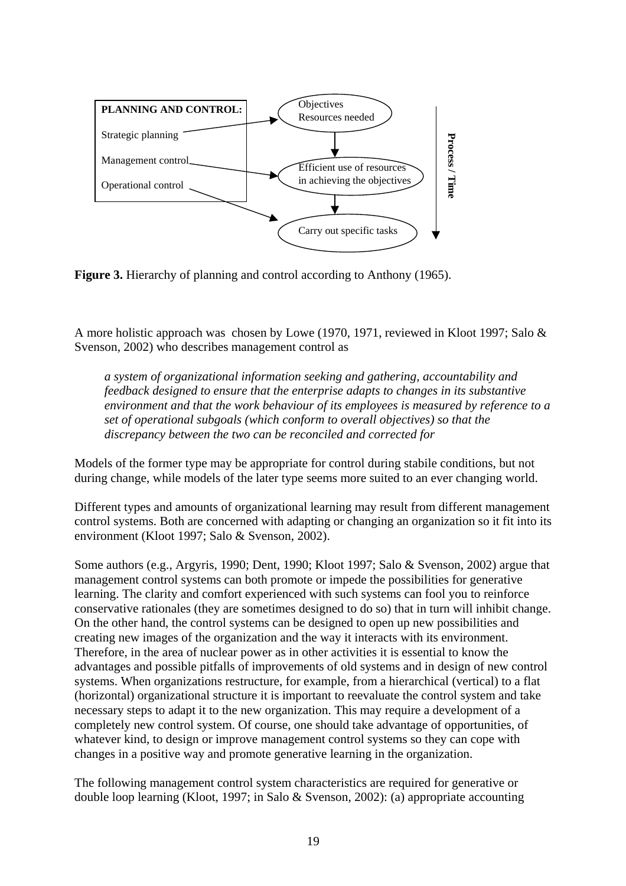PLANNING AND CONTROL:

Strategic planning → Objectives, Resources needed

Management control → Efficient use of resources in achieving the objectives

Operational control → Carry out specific tasks

Process / Time

**Figure 3.** Hierarchy of planning and control according to Anthony (1965).

A more holistic approach was  chosen by Lowe (1970, 1971, reviewed in Kloot 1997; Salo & Svenson, 2002) who describes management control as

> *a system of organizational information seeking and gathering, accountability and feedback designed to ensure that the enterprise adapts to changes in its substantive environment and that the work behaviour of its employees is measured by reference to a set of operational subgoals (which conform to overall objectives) so that the discrepancy between the two can be reconciled and corrected for*

Models of the former type may be appropriate for control during stabile conditions, but not during change, while models of the later type seems more suited to an ever changing world.

Different types and amounts of organizational learning may result from different management control systems. Both are concerned with adapting or changing an organization so it fit into its environment (Kloot 1997; Salo & Svenson, 2002).

Some authors (e.g., Argyris, 1990; Dent, 1990; Kloot 1997; Salo & Svenson, 2002) argue that management control systems can both promote or impede the possibilities for generative learning. The clarity and comfort experienced with such systems can fool you to reinforce conservative rationales (they are sometimes designed to do so) that in turn will inhibit change. On the other hand, the control systems can be designed to open up new possibilities and creating new images of the organization and the way it interacts with its environment. Therefore, in the area of nuclear power as in other activities it is essential to know the advantages and possible pitfalls of improvements of old systems and in design of new control systems. When organizations restructure, for example, from a hierarchical (vertical) to a flat (horizontal) organizational structure it is important to reevaluate the control system and take necessary steps to adapt it to the new organization. This may require a development of a completely new control system. Of course, one should take advantage of opportunities, of whatever kind, to design or improve management control systems so they can cope with changes in a positive way and promote generative learning in the organization.

The following management control system characteristics are required for generative or double loop learning (Kloot, 1997; in Salo & Svenson, 2002): (a) appropriate accounting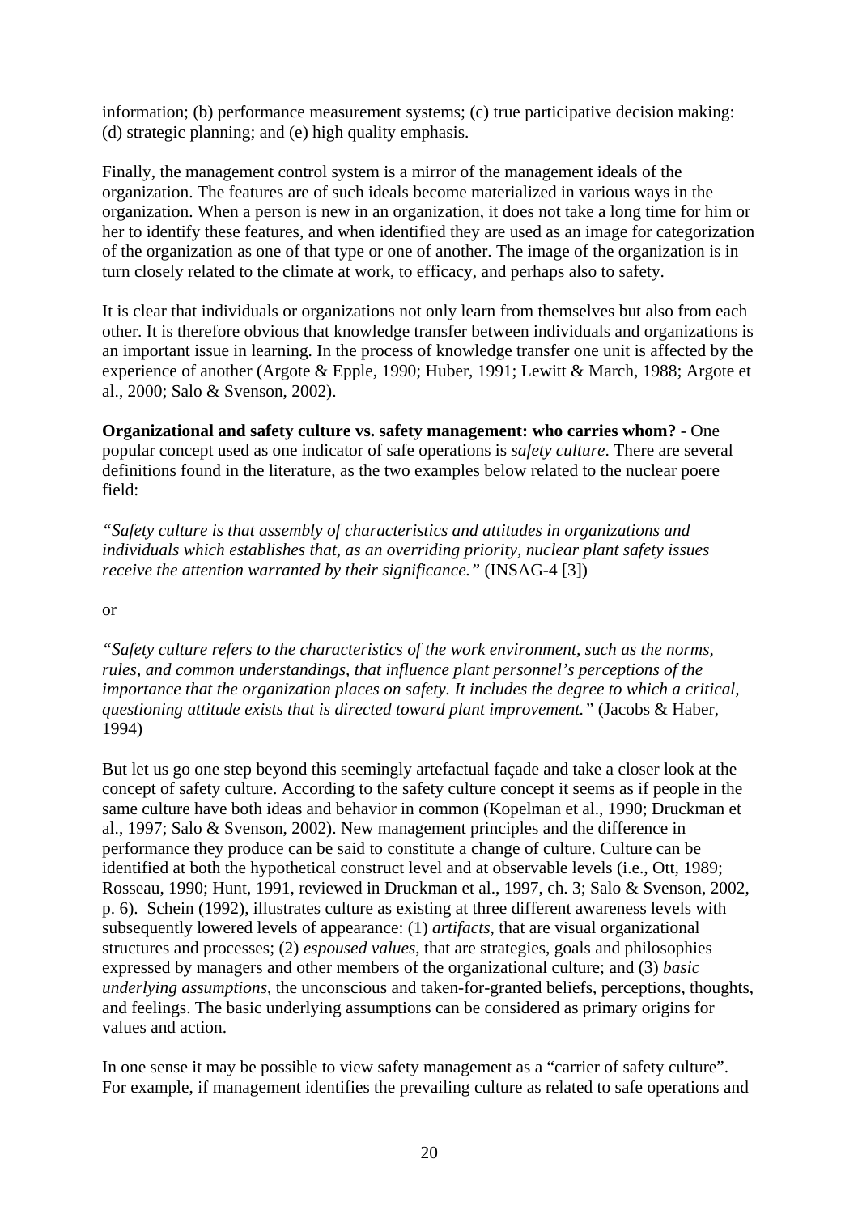information; (b) performance measurement systems; (c) true participative decision making: (d) strategic planning; and (e) high quality emphasis.

Finally, the management control system is a mirror of the management ideals of the organization. The features are of such ideals become materialized in various ways in the organization. When a person is new in an organization, it does not take a long time for him or her to identify these features, and when identified they are used as an image for categorization of the organization as one of that type or one of another. The image of the organization is in turn closely related to the climate at work, to efficacy, and perhaps also to safety.

It is clear that individuals or organizations not only learn from themselves but also from each other. It is therefore obvious that knowledge transfer between individuals and organizations is an important issue in learning. In the process of knowledge transfer one unit is affected by the experience of another (Argote & Epple, 1990; Huber, 1991; Lewitt & March, 1988; Argote et al., 2000; Salo & Svenson, 2002).

**Organizational and safety culture vs. safety management: who carries whom?** - One popular concept used as one indicator of safe operations is *safety culture*. There are several definitions found in the literature, as the two examples below related to the nuclear poere field:

*"Safety culture is that assembly of characteristics and attitudes in organizations and individuals which establishes that, as an overriding priority, nuclear plant safety issues receive the attention warranted by their significance."* (INSAG-4 [3])

or

*"Safety culture refers to the characteristics of the work environment, such as the norms, rules, and common understandings, that influence plant personnel's perceptions of the importance that the organization places on safety. It includes the degree to which a critical, questioning attitude exists that is directed toward plant improvement."* (Jacobs & Haber, 1994)

But let us go one step beyond this seemingly artefactual façade and take a closer look at the concept of safety culture. According to the safety culture concept it seems as if people in the same culture have both ideas and behavior in common (Kopelman et al., 1990; Druckman et al., 1997; Salo & Svenson, 2002). New management principles and the difference in performance they produce can be said to constitute a change of culture. Culture can be identified at both the hypothetical construct level and at observable levels (i.e., Ott, 1989; Rosseau, 1990; Hunt, 1991, reviewed in Druckman et al., 1997, ch. 3; Salo & Svenson, 2002, p. 6). Schein (1992), illustrates culture as existing at three different awareness levels with subsequently lowered levels of appearance: (1) *artifacts*, that are visual organizational structures and processes; (2) *espoused values*, that are strategies, goals and philosophies expressed by managers and other members of the organizational culture; and (3) *basic underlying assumptions*, the unconscious and taken-for-granted beliefs, perceptions, thoughts, and feelings. The basic underlying assumptions can be considered as primary origins for values and action.

In one sense it may be possible to view safety management as a "carrier of safety culture". For example, if management identifies the prevailing culture as related to safe operations and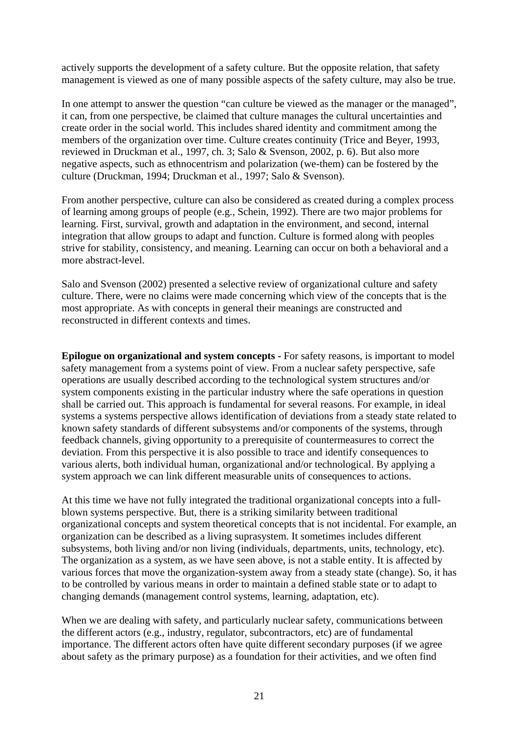actively supports the development of a safety culture. But the opposite relation, that safety management is viewed as one of many possible aspects of the safety culture, may also be true.

In one attempt to answer the question "can culture be viewed as the manager or the managed", it can, from one perspective, be claimed that culture manages the cultural uncertainties and create order in the social world. This includes shared identity and commitment among the members of the organization over time. Culture creates continuity (Trice and Beyer, 1993, reviewed in Druckman et al., 1997, ch. 3; Salo & Svenson, 2002, p. 6). But also more negative aspects, such as ethnocentrism and polarization (we-them) can be fostered by the culture (Druckman, 1994; Druckman et al., 1997; Salo & Svenson).

From another perspective, culture can also be considered as created during a complex process of learning among groups of people (e.g., Schein, 1992). There are two major problems for learning. First, survival, growth and adaptation in the environment, and second, internal integration that allow groups to adapt and function. Culture is formed along with peoples strive for stability, consistency, and meaning. Learning can occur on both a behavioral and a more abstract-level.

Salo and Svenson (2002) presented a selective review of organizational culture and safety culture. There, were no claims were made concerning which view of the concepts that is the most appropriate. As with concepts in general their meanings are constructed and reconstructed in different contexts and times.

**Epilogue on organizational and system concepts -** For safety reasons, is important to model safety management from a systems point of view. From a nuclear safety perspective, safe operations are usually described according to the technological system structures and/or system components existing in the particular industry where the safe operations in question shall be carried out. This approach is fundamental for several reasons. For example, in ideal systems a systems perspective allows identification of deviations from a steady state related to known safety standards of different subsystems and/or components of the systems, through feedback channels, giving opportunity to a prerequisite of countermeasures to correct the deviation. From this perspective it is also possible to trace and identify consequences to various alerts, both individual human, organizational and/or technological. By applying a system approach we can link different measurable units of consequences to actions.

At this time we have not fully integrated the traditional organizational concepts into a full-blown systems perspective. But, there is a striking similarity between traditional organizational concepts and system theoretical concepts that is not incidental. For example, an organization can be described as a living suprasystem. It sometimes includes different subsystems, both living and/or non living (individuals, departments, units, technology, etc). The organization as a system, as we have seen above, is not a stable entity. It is affected by various forces that move the organization-system away from a steady state (change). So, it has to be controlled by various means in order to maintain a defined stable state or to adapt to changing demands (management control systems, learning, adaptation, etc).

When we are dealing with safety, and particularly nuclear safety, communications between the different actors (e.g., industry, regulator, subcontractors, etc) are of fundamental importance. The different actors often have quite different secondary purposes (if we agree about safety as the primary purpose) as a foundation for their activities, and we often find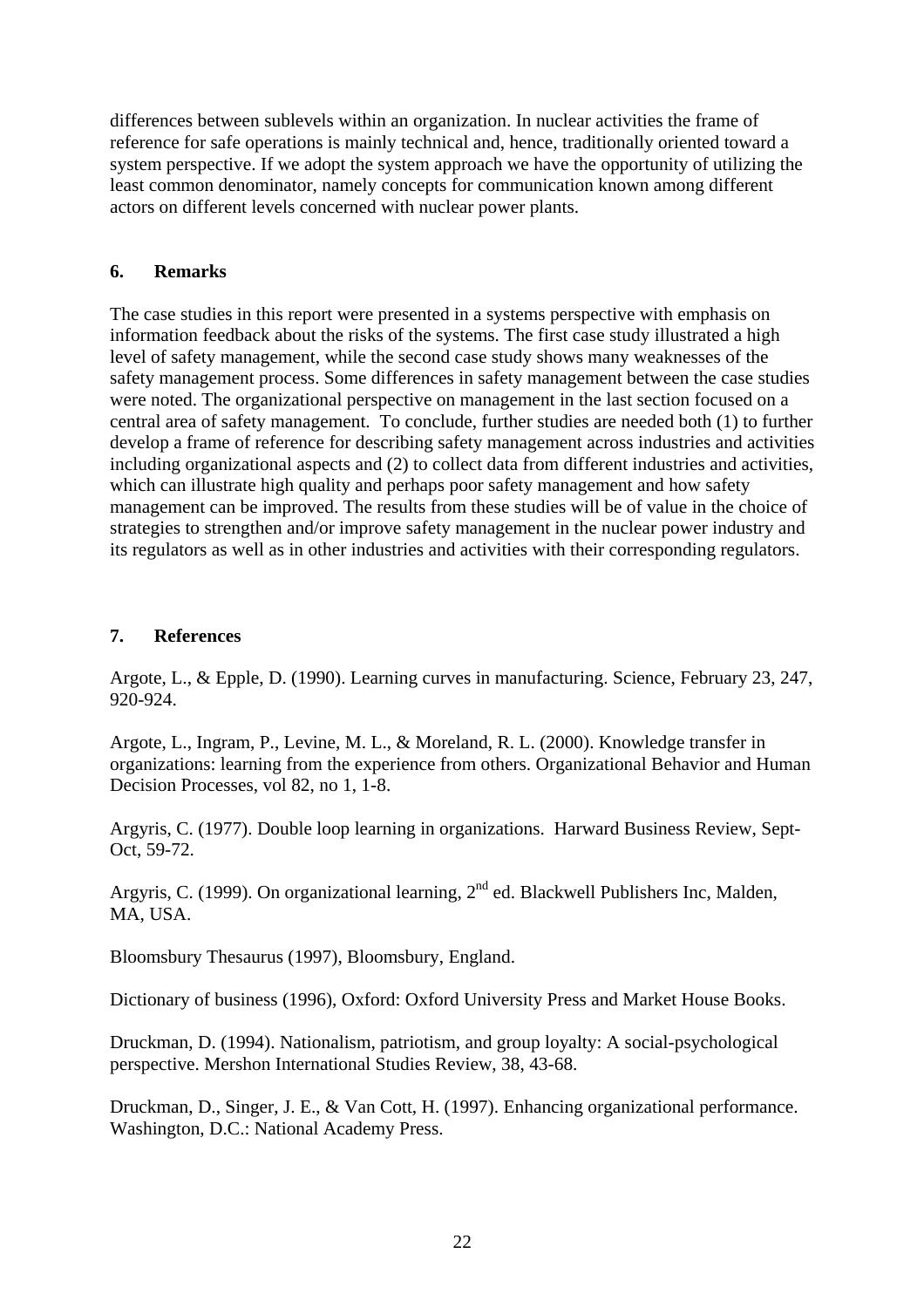differences between sublevels within an organization. In nuclear activities the frame of reference for safe operations is mainly technical and, hence, traditionally oriented toward a system perspective. If we adopt the system approach we have the opportunity of utilizing the least common denominator, namely concepts for communication known among different actors on different levels concerned with nuclear power plants.

## 6. Remarks

The case studies in this report were presented in a systems perspective with emphasis on information feedback about the risks of the systems. The first case study illustrated a high level of safety management, while the second case study shows many weaknesses of the safety management process. Some differences in safety management between the case studies were noted. The organizational perspective on management in the last section focused on a central area of safety management. To conclude, further studies are needed both (1) to further develop a frame of reference for describing safety management across industries and activities including organizational aspects and (2) to collect data from different industries and activities, which can illustrate high quality and perhaps poor safety management and how safety management can be improved. The results from these studies will be of value in the choice of strategies to strengthen and/or improve safety management in the nuclear power industry and its regulators as well as in other industries and activities with their corresponding regulators.

## 7. References

Argote, L., & Epple, D. (1990). Learning curves in manufacturing. Science, February 23, 247, 920-924.

Argote, L., Ingram, P., Levine, M. L., & Moreland, R. L. (2000). Knowledge transfer in organizations: learning from the experience from others. Organizational Behavior and Human Decision Processes, vol 82, no 1, 1-8.

Argyris, C. (1977). Double loop learning in organizations. Harward Business Review, Sept-Oct, 59-72.

Argyris, C. (1999). On organizational learning, 2nd ed. Blackwell Publishers Inc, Malden, MA, USA.

Bloomsbury Thesaurus (1997), Bloomsbury, England.

Dictionary of business (1996), Oxford: Oxford University Press and Market House Books.

Druckman, D. (1994). Nationalism, patriotism, and group loyalty: A social-psychological perspective. Mershon International Studies Review, 38, 43-68.

Druckman, D., Singer, J. E., & Van Cott, H. (1997). Enhancing organizational performance. Washington, D.C.: National Academy Press.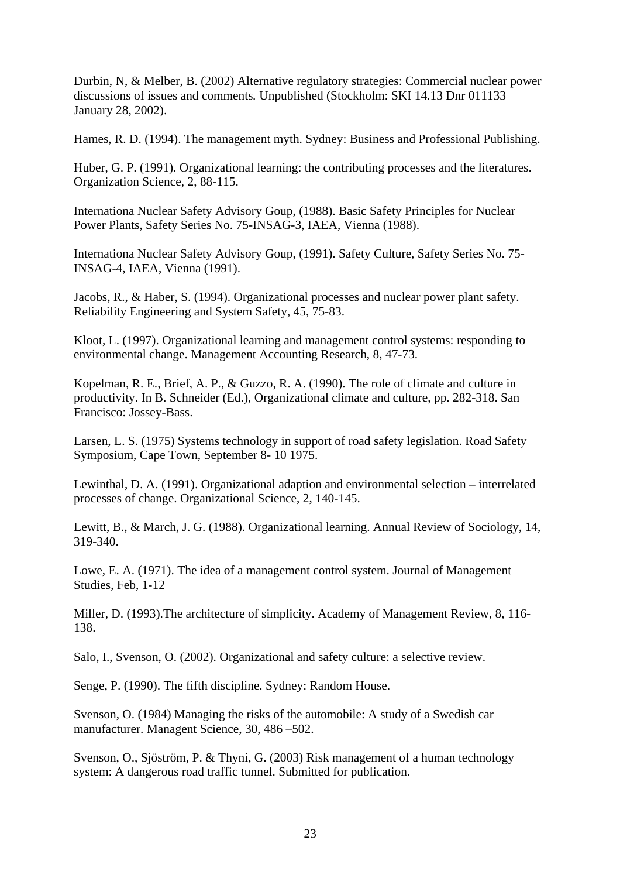Durbin, N, & Melber, B. (2002) Alternative regulatory strategies: Commercial nuclear power discussions of issues and comments. Unpublished (Stockholm: SKI 14.13 Dnr 011133 January 28, 2002).

Hames, R. D. (1994). The management myth. Sydney: Business and Professional Publishing.

Huber, G. P. (1991). Organizational learning: the contributing processes and the literatures. Organization Science, 2, 88-115.

Internationa Nuclear Safety Advisory Goup, (1988). Basic Safety Principles for Nuclear Power Plants, Safety Series No. 75-INSAG-3, IAEA, Vienna (1988).

Internationa Nuclear Safety Advisory Goup, (1991). Safety Culture, Safety Series No. 75-INSAG-4, IAEA, Vienna (1991).

Jacobs, R., & Haber, S. (1994). Organizational processes and nuclear power plant safety. Reliability Engineering and System Safety, 45, 75-83.

Kloot, L. (1997). Organizational learning and management control systems: responding to environmental change. Management Accounting Research, 8, 47-73.

Kopelman, R. E., Brief, A. P., & Guzzo, R. A. (1990). The role of climate and culture in productivity. In B. Schneider (Ed.), Organizational climate and culture, pp. 282-318. San Francisco: Jossey-Bass.

Larsen, L. S. (1975) Systems technology in support of road safety legislation. Road Safety Symposium, Cape Town, September 8- 10 1975.

Lewinthal, D. A. (1991). Organizational adaption and environmental selection – interrelated processes of change. Organizational Science, 2, 140-145.

Lewitt, B., & March, J. G. (1988). Organizational learning. Annual Review of Sociology, 14, 319-340.

Lowe, E. A. (1971). The idea of a management control system. Journal of Management Studies, Feb, 1-12

Miller, D. (1993).The architecture of simplicity. Academy of Management Review, 8, 116-138.

Salo, I., Svenson, O. (2002). Organizational and safety culture: a selective review.

Senge, P. (1990). The fifth discipline. Sydney: Random House.

Svenson, O. (1984) Managing the risks of the automobile: A study of a Swedish car manufacturer. Managent Science, 30, 486 –502.

Svenson, O., Sjöström, P. & Thyni, G. (2003) Risk management of a human technology system: A dangerous road traffic tunnel. Submitted for publication.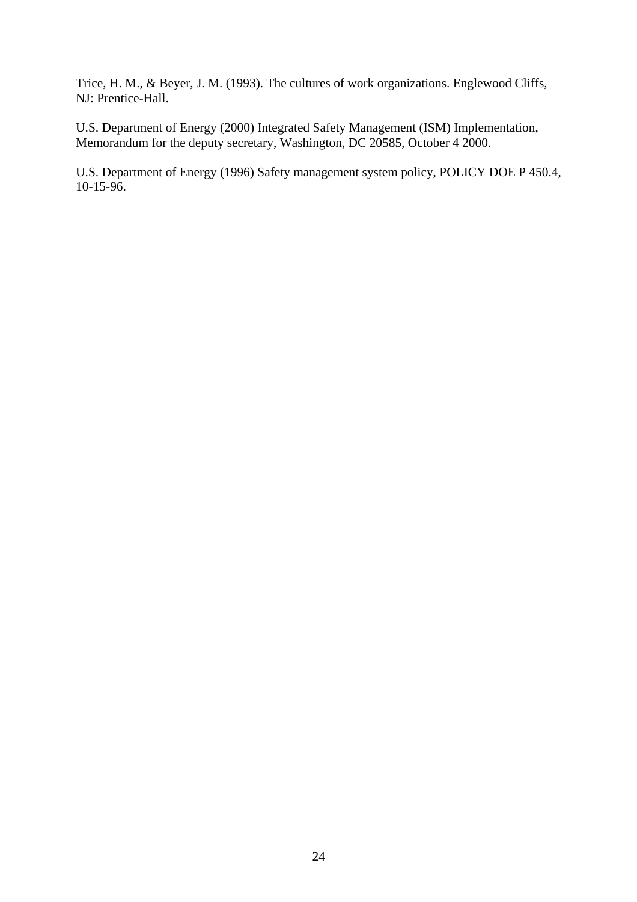Trice, H. M., & Beyer, J. M. (1993). The cultures of work organizations. Englewood Cliffs, NJ: Prentice-Hall.

U.S. Department of Energy (2000) Integrated Safety Management (ISM) Implementation, Memorandum for the deputy secretary, Washington, DC 20585, October 4 2000.

U.S. Department of Energy (1996) Safety management system policy, POLICY DOE P 450.4, 10-15-96.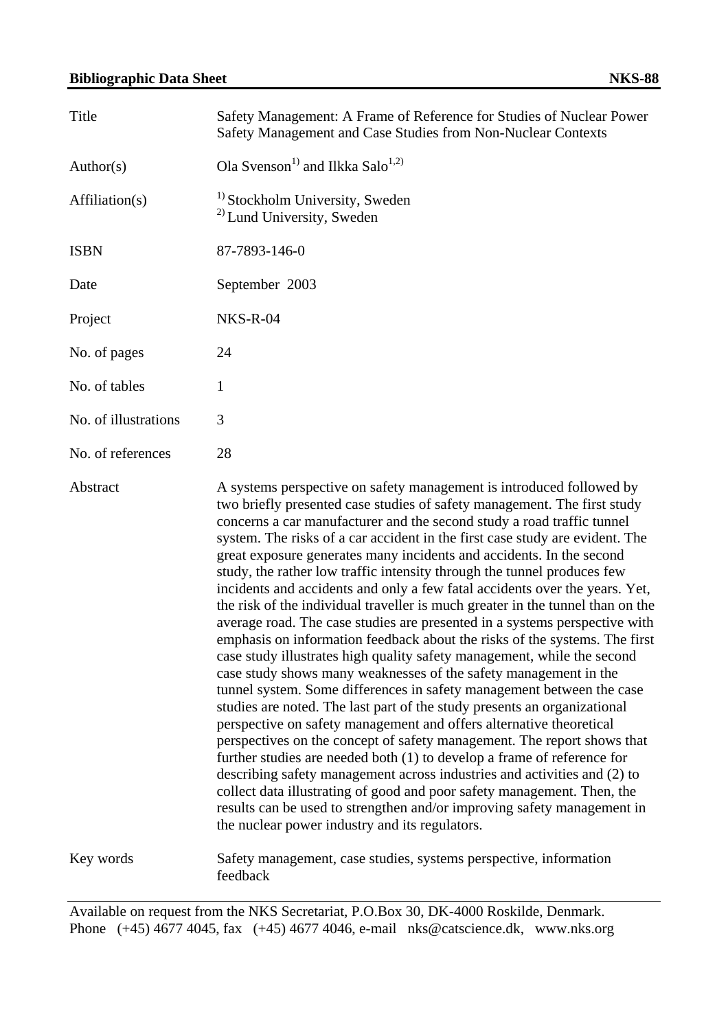**Bibliographic Data Sheet** **NKS-88**

| | |
|---|---|
| Title | Safety Management: A Frame of Reference for Studies of Nuclear Power Safety Management and Case Studies from Non-Nuclear Contexts |
| Author(s) | Ola Svenson[1)] and Ilkka Salo[1,2)] |
| Affiliation(s) | [1)] Stockholm University, Sweden<br>[2)] Lund University, Sweden |
| ISBN | 87-7893-146-0 |
| Date | September 2003 |
| Project | NKS-R-04 |
| No. of pages | 24 |
| No. of tables | 1 |
| No. of illustrations | 3 |
| No. of references | 28 |
| Abstract | A systems perspective on safety management is introduced followed by two briefly presented case studies of safety management. The first study concerns a car manufacturer and the second study a road traffic tunnel system. The risks of a car accident in the first case study are evident. The great exposure generates many incidents and accidents. In the second study, the rather low traffic intensity through the tunnel produces few incidents and accidents and only a few fatal accidents over the years. Yet, the risk of the individual traveller is much greater in the tunnel than on the average road. The case studies are presented in a systems perspective with emphasis on information feedback about the risks of the systems. The first case study illustrates high quality safety management, while the second case study shows many weaknesses of the safety management in the tunnel system. Some differences in safety management between the case studies are noted. The last part of the study presents an organizational perspective on safety management and offers alternative theoretical perspectives on the concept of safety management. The report shows that further studies are needed both (1) to develop a frame of reference for describing safety management across industries and activities and (2) to collect data illustrating of good and poor safety management. Then, the results can be used to strengthen and/or improving safety management in the nuclear power industry and its regulators. |
| Key words | Safety management, case studies, systems perspective, information feedback |

Available on request from the NKS Secretariat, P.O.Box 30, DK-4000 Roskilde, Denmark.
Phone (+45) 4677 4045, fax (+45) 4677 4046, e-mail nks@catscience.dk, www.nks.org